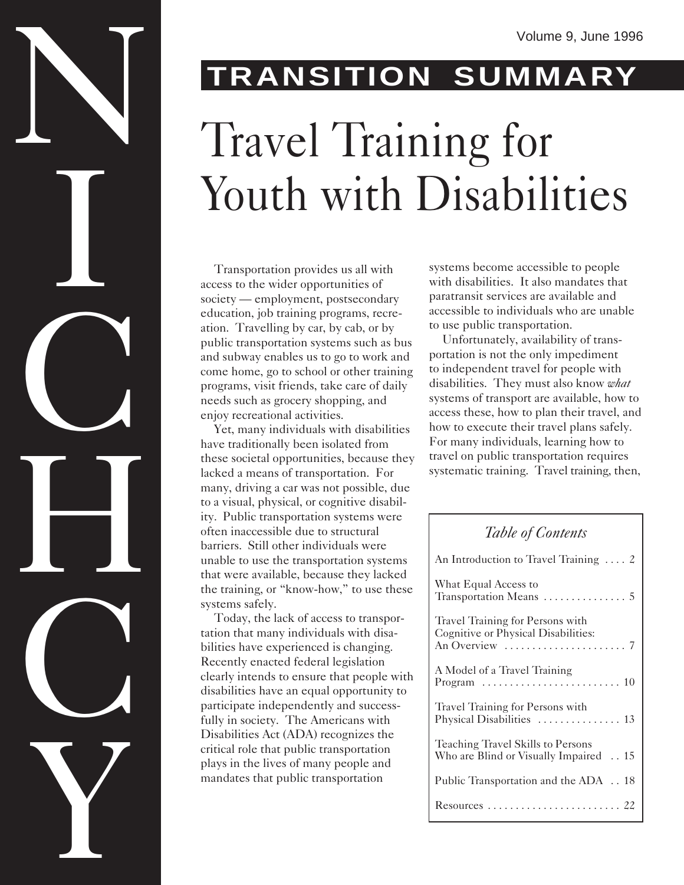NICHCY

Volume 9, June 1996

**TRANSITION SUMMARY**

# Travel Training for Youth with Disabilities

Transportation provides us all with access to the wider opportunities of society — employment, postsecondary education, job training programs, recreation. Travelling by car, by cab, or by public transportation systems such as bus and subway enables us to go to work and come home, go to school or other training programs, visit friends, take care of daily needs such as grocery shopping, and enjoy recreational activities.

Yet, many individuals with disabilities have traditionally been isolated from these societal opportunities, because they lacked a means of transportation. For many, driving a car was not possible, due to a visual, physical, or cognitive disability. Public transportation systems were often inaccessible due to structural barriers. Still other individuals were unable to use the transportation systems that were available, because they lacked the training, or "know-how," to use these systems safely.

Today, the lack of access to transportation that many individuals with disabilities have experienced is changing. Recently enacted federal legislation clearly intends to ensure that people with disabilities have an equal opportunity to participate independently and successfully in society. The Americans with Disabilities Act (ADA) recognizes the critical role that public transportation plays in the lives of many people and mandates that public transportation systems become accessible to people with disabilities. It also mandates that paratransit services are available and accessible to individuals who are unable to use public transportation.

Unfortunately, availability of transportation is not the only impediment to independent travel for people with disabilities. They must also know *what* systems of transport are available, how to access these, how to plan their travel, and how to execute their travel plans safely. For many individuals, learning how to travel on public transportation requires systematic training. Travel training, then,

*Table of Contents*

| Section | Page |
|---|---|
| An Introduction to Travel Training | 2 |
| What Equal Access to Transportation Means | 5 |
| Travel Training for Persons with Cognitive or Physical Disabilities: An Overview | 7 |
| A Model of a Travel Training Program | 10 |
| Travel Training for Persons with Physical Disabilities | 13 |
| Teaching Travel Skills to Persons Who are Blind or Visually Impaired | 15 |
| Public Transportation and the ADA | 18 |
| Resources | 22 |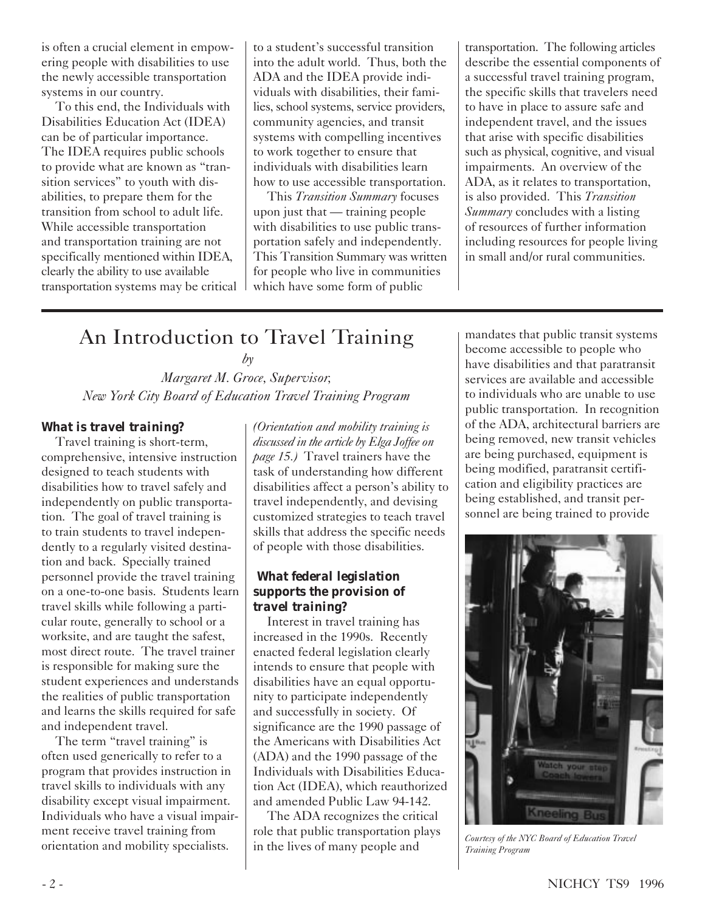is often a crucial element in empowering people with disabilities to use the newly accessible transportation systems in our country.

To this end, the Individuals with Disabilities Education Act (IDEA) can be of particular importance. The IDEA requires public schools to provide what are known as "transition services" to youth with disabilities, to prepare them for the transition from school to adult life. While accessible transportation and transportation training are not specifically mentioned within IDEA, clearly the ability to use available transportation systems may be critical to a student's successful transition into the adult world. Thus, both the ADA and the IDEA provide individuals with disabilities, their families, school systems, service providers, community agencies, and transit systems with compelling incentives to work together to ensure that individuals with disabilities learn how to use accessible transportation.

This *Transition Summary* focuses upon just that — training people with disabilities to use public transportation safely and independently. This Transition Summary was written for people who live in communities which have some form of public transportation. The following articles describe the essential components of a successful travel training program, the specific skills that travelers need to have in place to assure safe and independent travel, and the issues that arise with specific disabilities such as physical, cognitive, and visual impairments. An overview of the ADA, as it relates to transportation, is also provided. This *Transition Summary* concludes with a listing of resources of further information including resources for people living in small and/or rural communities.

# An Introduction to Travel Training

*by*

*Margaret M. Groce, Supervisor, New York City Board of Education Travel Training Program*

**What is travel training?**

Travel training is short-term, comprehensive, intensive instruction designed to teach students with disabilities how to travel safely and independently on public transportation. The goal of travel training is to train students to travel independently to a regularly visited destination and back. Specially trained personnel provide the travel training on a one-to-one basis. Students learn travel skills while following a particular route, generally to school or a worksite, and are taught the safest, most direct route. The travel trainer is responsible for making sure the student experiences and understands the realities of public transportation and learns the skills required for safe and independent travel.

The term "travel training" is often used generically to refer to a program that provides instruction in travel skills to individuals with any disability except visual impairment. Individuals who have a visual impairment receive travel training from orientation and mobility specialists. *(Orientation and mobility training is discussed in the article by Elga Joffee on page 15.)* Travel trainers have the task of understanding how different disabilities affect a person's ability to travel independently, and devising customized strategies to teach travel skills that address the specific needs of people with those disabilities.

**What federal legislation supports the provision of travel training?**

Interest in travel training has increased in the 1990s. Recently enacted federal legislation clearly intends to ensure that people with disabilities have an equal opportunity to participate independently and successfully in society. Of significance are the 1990 passage of the Americans with Disabilities Act (ADA) and the 1990 passage of the Individuals with Disabilities Education Act (IDEA), which reauthorized and amended Public Law 94-142.

The ADA recognizes the critical role that public transportation plays in the lives of many people and mandates that public transit systems become accessible to people who have disabilities and that paratransit services are available and accessible to individuals who are unable to use public transportation. In recognition of the ADA, architectural barriers are being removed, new transit vehicles are being purchased, equipment is being modified, paratransit certification and eligibility practices are being established, and transit personnel are being trained to provide

*Courtesy of the NYC Board of Education Travel Training Program*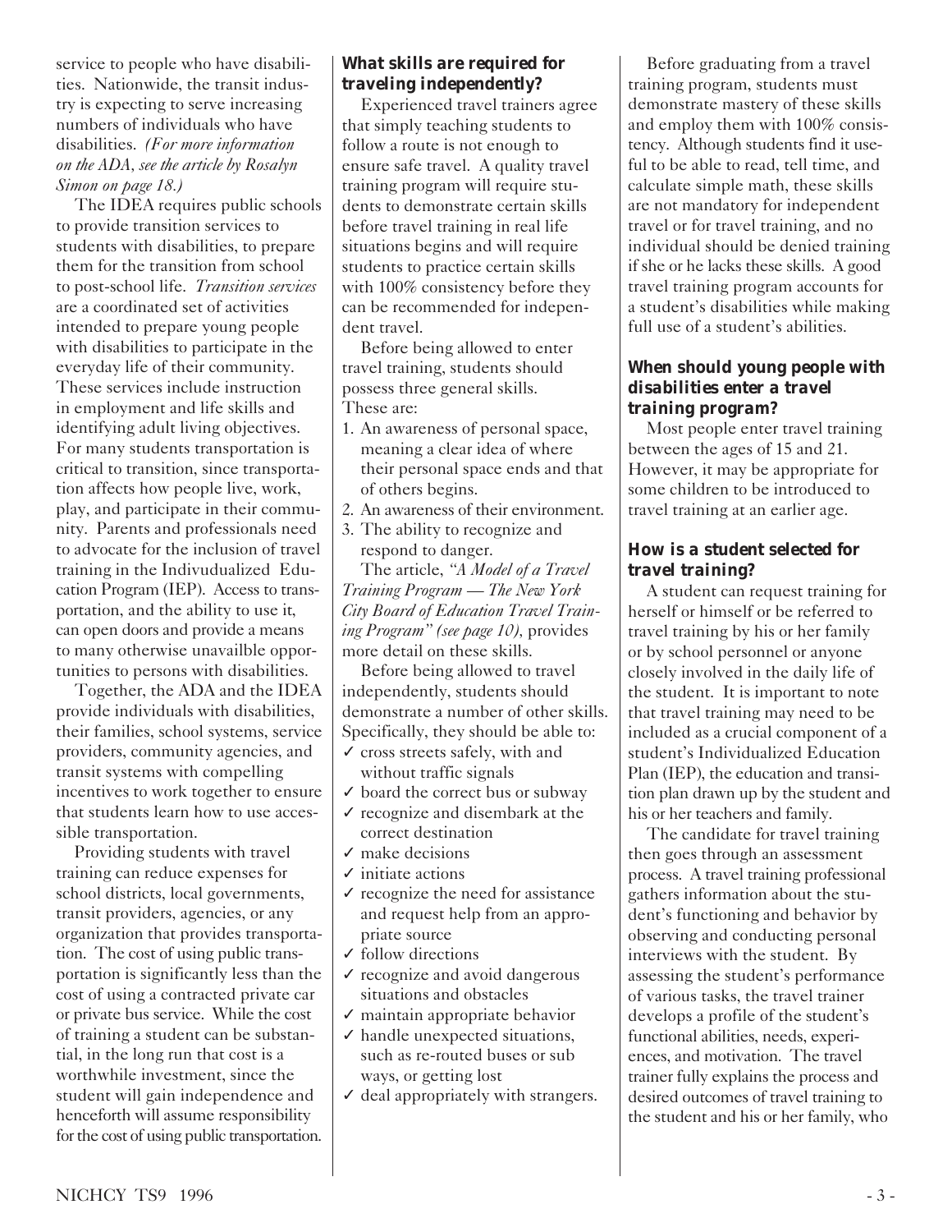service to people who have disabilities. Nationwide, the transit industry is expecting to serve increasing numbers of individuals who have disabilities. *(For more information on the ADA, see the article by Rosalyn Simon on page 18.)*

The IDEA requires public schools to provide transition services to students with disabilities, to prepare them for the transition from school to post-school life. *Transition services* are a coordinated set of activities intended to prepare young people with disabilities to participate in the everyday life of their community. These services include instruction in employment and life skills and identifying adult living objectives. For many students transportation is critical to transition, since transportation affects how people live, work, play, and participate in their community. Parents and professionals need to advocate for the inclusion of travel training in the Indivudualized Education Program (IEP). Access to transportation, and the ability to use it, can open doors and provide a means to many otherwise unavailble opportunities to persons with disabilities.

Together, the ADA and the IDEA provide individuals with disabilities, their families, school systems, service providers, community agencies, and transit systems with compelling incentives to work together to ensure that students learn how to use accessible transportation.

Providing students with travel training can reduce expenses for school districts, local governments, transit providers, agencies, or any organization that provides transportation. The cost of using public transportation is significantly less than the cost of using a contracted private car or private bus service. While the cost of training a student can be substantial, in the long run that cost is a worthwhile investment, since the student will gain independence and henceforth will assume responsibility for the cost of using public transportation.

### What skills are required for traveling independently?

Experienced travel trainers agree that simply teaching students to follow a route is not enough to ensure safe travel. A quality travel training program will require students to demonstrate certain skills before travel training in real life situations begins and will require students to practice certain skills with 100% consistency before they can be recommended for independent travel.

Before being allowed to enter travel training, students should possess three general skills. These are:

1. An awareness of personal space, meaning a clear idea of where their personal space ends and that of others begins.
2. An awareness of their environment.
3. The ability to recognize and respond to danger.

The article, *"A Model of a Travel Training Program — The New York City Board of Education Travel Training Program" (see page 10)*, provides more detail on these skills.

Before being allowed to travel independently, students should demonstrate a number of other skills. Specifically, they should be able to:

- ✓ cross streets safely, with and without traffic signals
- ✓ board the correct bus or subway
- ✓ recognize and disembark at the correct destination
- ✓ make decisions
- ✓ initiate actions
- ✓ recognize the need for assistance and request help from an appropriate source
- ✓ follow directions
- ✓ recognize and avoid dangerous situations and obstacles
- ✓ maintain appropriate behavior
- ✓ handle unexpected situations, such as re-routed buses or sub ways, or getting lost
- ✓ deal appropriately with strangers.

Before graduating from a travel training program, students must demonstrate mastery of these skills and employ them with 100% consistency. Although students find it useful to be able to read, tell time, and calculate simple math, these skills are not mandatory for independent travel or for travel training, and no individual should be denied training if she or he lacks these skills. A good travel training program accounts for a student's disabilities while making full use of a student's abilities.

### When should young people with disabilities enter a travel training program?

Most people enter travel training between the ages of 15 and 21. However, it may be appropriate for some children to be introduced to travel training at an earlier age.

### How is a student selected for travel training?

A student can request training for herself or himself or be referred to travel training by his or her family or by school personnel or anyone closely involved in the daily life of the student. It is important to note that travel training may need to be included as a crucial component of a student's Individualized Education Plan (IEP), the education and transition plan drawn up by the student and his or her teachers and family.

The candidate for travel training then goes through an assessment process. A travel training professional gathers information about the student's functioning and behavior by observing and conducting personal interviews with the student. By assessing the student's performance of various tasks, the travel trainer develops a profile of the student's functional abilities, needs, experiences, and motivation. The travel trainer fully explains the process and desired outcomes of travel training to the student and his or her family, who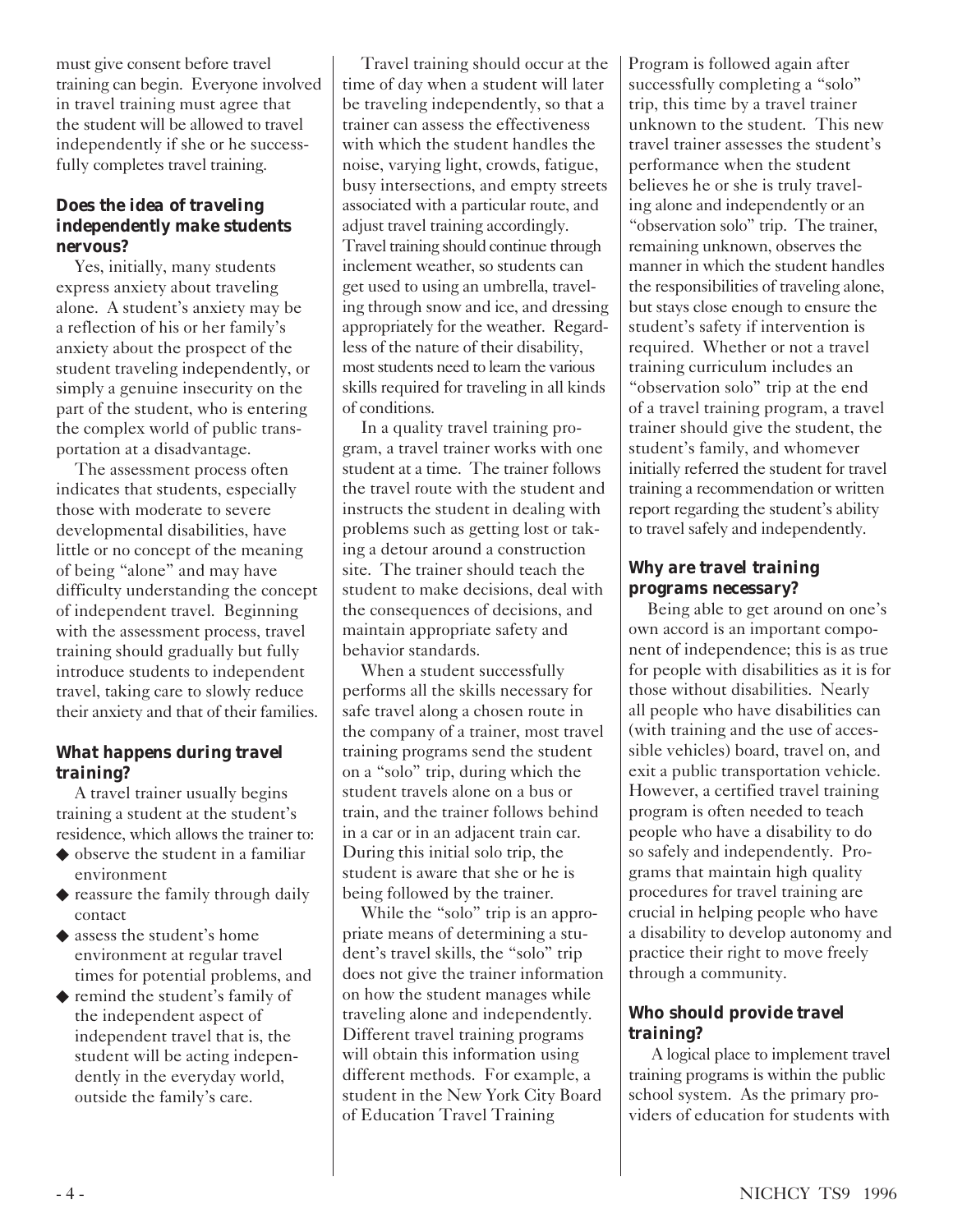must give consent before travel training can begin. Everyone involved in travel training must agree that the student will be allowed to travel independently if she or he successfully completes travel training.

### Does the idea of traveling independently make students nervous?

Yes, initially, many students express anxiety about traveling alone. A student's anxiety may be a reflection of his or her family's anxiety about the prospect of the student traveling independently, or simply a genuine insecurity on the part of the student, who is entering the complex world of public transportation at a disadvantage.

The assessment process often indicates that students, especially those with moderate to severe developmental disabilities, have little or no concept of the meaning of being "alone" and may have difficulty understanding the concept of independent travel. Beginning with the assessment process, travel training should gradually but fully introduce students to independent travel, taking care to slowly reduce their anxiety and that of their families.

### What happens during travel training?

A travel trainer usually begins training a student at the student's residence, which allows the trainer to:

- observe the student in a familiar environment
- reassure the family through daily contact
- assess the student's home environment at regular travel times for potential problems, and
- remind the student's family of the independent aspect of independent travel that is, the student will be acting independently in the everyday world, outside the family's care.

Travel training should occur at the time of day when a student will later be traveling independently, so that a trainer can assess the effectiveness with which the student handles the noise, varying light, crowds, fatigue, busy intersections, and empty streets associated with a particular route, and adjust travel training accordingly. Travel training should continue through inclement weather, so students can get used to using an umbrella, traveling through snow and ice, and dressing appropriately for the weather. Regardless of the nature of their disability, most students need to learn the various skills required for traveling in all kinds of conditions.

In a quality travel training program, a travel trainer works with one student at a time. The trainer follows the travel route with the student and instructs the student in dealing with problems such as getting lost or taking a detour around a construction site. The trainer should teach the student to make decisions, deal with the consequences of decisions, and maintain appropriate safety and behavior standards.

When a student successfully performs all the skills necessary for safe travel along a chosen route in the company of a trainer, most travel training programs send the student on a "solo" trip, during which the student travels alone on a bus or train, and the trainer follows behind in a car or in an adjacent train car. During this initial solo trip, the student is aware that she or he is being followed by the trainer.

While the "solo" trip is an appropriate means of determining a student's travel skills, the "solo" trip does not give the trainer information on how the student manages while traveling alone and independently. Different travel training programs will obtain this information using different methods. For example, a student in the New York City Board of Education Travel Training Program is followed again after successfully completing a "solo" trip, this time by a travel trainer unknown to the student. This new travel trainer assesses the student's performance when the student believes he or she is truly traveling alone and independently or an "observation solo" trip. The trainer, remaining unknown, observes the manner in which the student handles the responsibilities of traveling alone, but stays close enough to ensure the student's safety if intervention is required. Whether or not a travel training curriculum includes an "observation solo" trip at the end of a travel training program, a travel trainer should give the student, the student's family, and whomever initially referred the student for travel training a recommendation or written report regarding the student's ability to travel safely and independently.

### Why are travel training programs necessary?

Being able to get around on one's own accord is an important component of independence; this is as true for people with disabilities as it is for those without disabilities. Nearly all people who have disabilities can (with training and the use of accessible vehicles) board, travel on, and exit a public transportation vehicle. However, a certified travel training program is often needed to teach people who have a disability to do so safely and independently. Programs that maintain high quality procedures for travel training are crucial in helping people who have a disability to develop autonomy and practice their right to move freely through a community.

### Who should provide travel training?

A logical place to implement travel training programs is within the public school system. As the primary providers of education for students with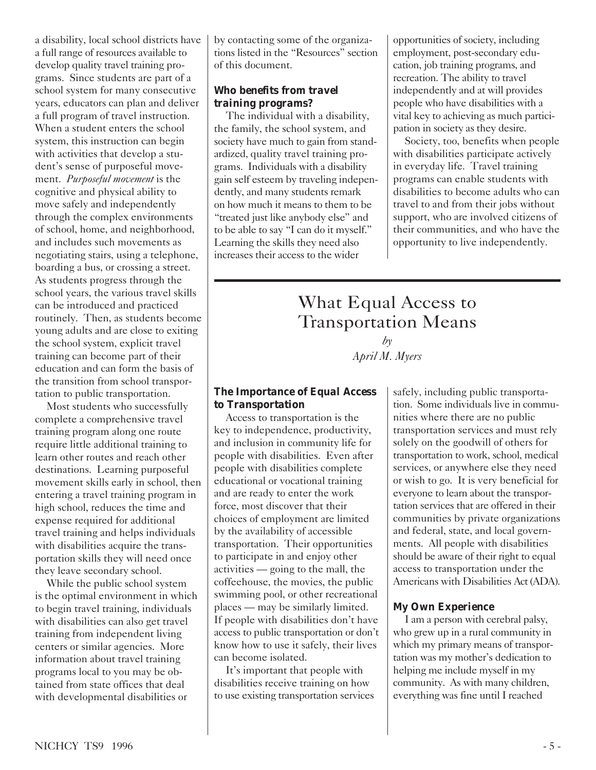a disability, local school districts have a full range of resources available to develop quality travel training programs. Since students are part of a school system for many consecutive years, educators can plan and deliver a full program of travel instruction. When a student enters the school system, this instruction can begin with activities that develop a student's sense of purposeful movement. *Purposeful movement* is the cognitive and physical ability to move safely and independently through the complex environments of school, home, and neighborhood, and includes such movements as negotiating stairs, using a telephone, boarding a bus, or crossing a street. As students progress through the school years, the various travel skills can be introduced and practiced routinely. Then, as students become young adults and are close to exiting the school system, explicit travel training can become part of their education and can form the basis of the transition from school transportation to public transportation.

Most students who successfully complete a comprehensive travel training program along one route require little additional training to learn other routes and reach other destinations. Learning purposeful movement skills early in school, then entering a travel training program in high school, reduces the time and expense required for additional travel training and helps individuals with disabilities acquire the transportation skills they will need once they leave secondary school.

While the public school system is the optimal environment in which to begin travel training, individuals with disabilities can also get travel training from independent living centers or similar agencies. More information about travel training programs local to you may be obtained from state offices that deal with developmental disabilities or by contacting some of the organizations listed in the "Resources" section of this document.

### Who benefits from travel training programs?

The individual with a disability, the family, the school system, and society have much to gain from standardized, quality travel training programs. Individuals with a disability gain self esteem by traveling independently, and many students remark on how much it means to them to be "treated just like anybody else" and to be able to say "I can do it myself." Learning the skills they need also increases their access to the wider opportunities of society, including employment, post-secondary education, job training programs, and recreation. The ability to travel independently and at will provides people who have disabilities with a vital key to achieving as much participation in society as they desire.

Society, too, benefits when people with disabilities participate actively in everyday life. Travel training programs can enable students with disabilities to become adults who can travel to and from their jobs without support, who are involved citizens of their communities, and who have the opportunity to live independently.

## What Equal Access to Transportation Means

*by*
*April M. Myers*

### The Importance of Equal Access to Transportation

Access to transportation is the key to independence, productivity, and inclusion in community life for people with disabilities. Even after people with disabilities complete educational or vocational training and are ready to enter the work force, most discover that their choices of employment are limited by the availability of accessible transportation. Their opportunities to participate in and enjoy other activities — going to the mall, the coffeehouse, the movies, the public swimming pool, or other recreational places — may be similarly limited. If people with disabilities don't have access to public transportation or don't know how to use it safely, their lives can become isolated.

It's important that people with disabilities receive training on how to use existing transportation services safely, including public transportation. Some individuals live in communities where there are no public transportation services and must rely solely on the goodwill of others for transportation to work, school, medical services, or anywhere else they need or wish to go. It is very beneficial for everyone to learn about the transportation services that are offered in their communities by private organizations and federal, state, and local governments. All people with disabilities should be aware of their right to equal access to transportation under the Americans with Disabilities Act (ADA).

### My Own Experience

I am a person with cerebral palsy, who grew up in a rural community in which my primary means of transportation was my mother's dedication to helping me include myself in my community. As with many children, everything was fine until I reached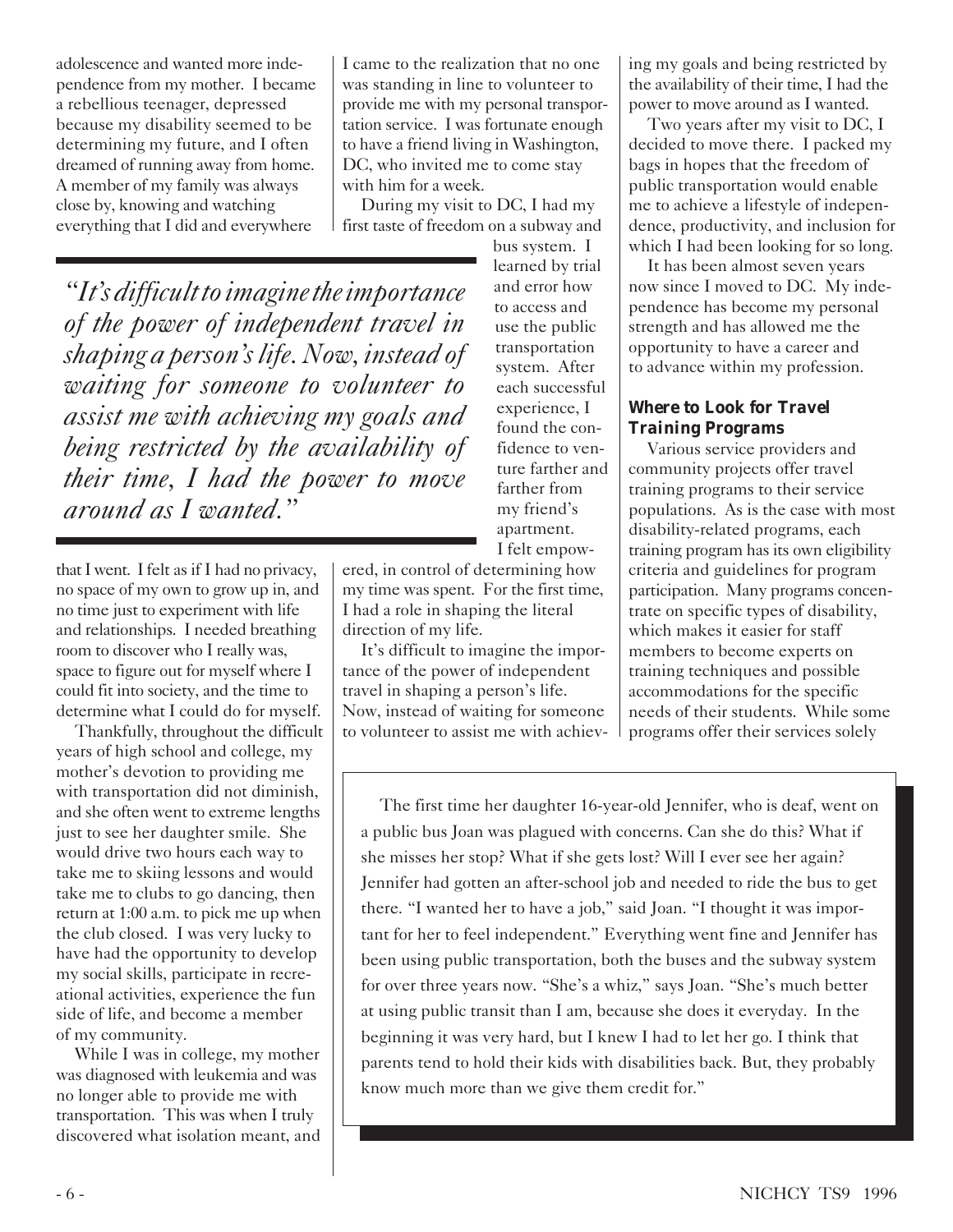adolescence and wanted more independence from my mother. I became a rebellious teenager, depressed because my disability seemed to be determining my future, and I often dreamed of running away from home. A member of my family was always close by, knowing and watching everything that I did and everywhere that I went. I felt as if I had no privacy, no space of my own to grow up in, and no time just to experiment with life and relationships. I needed breathing room to discover who I really was, space to figure out for myself where I could fit into society, and the time to determine what I could do for myself.

Thankfully, throughout the difficult years of high school and college, my mother's devotion to providing me with transportation did not diminish, and she often went to extreme lengths just to see her daughter smile. She would drive two hours each way to take me to skiing lessons and would take me to clubs to go dancing, then return at 1:00 a.m. to pick me up when the club closed. I was very lucky to have had the opportunity to develop my social skills, participate in recreational activities, experience the fun side of life, and become a member of my community.

While I was in college, my mother was diagnosed with leukemia and was no longer able to provide me with transportation. This was when I truly discovered what isolation meant, and I came to the realization that no one was standing in line to volunteer to provide me with my personal transportation service. I was fortunate enough to have a friend living in Washington, DC, who invited me to come stay with him for a week.

During my visit to DC, I had my first taste of freedom on a subway and bus system. I learned by trial and error how to access and use the public transportation system. After each successful experience, I found the confidence to venture farther and farther from my friend's apartment. I felt empowered, in control of determining how my time was spent. For the first time, I had a role in shaping the literal direction of my life.

> *"It's difficult to imagine the importance of the power of independent travel in shaping a person's life. Now, instead of waiting for someone to volunteer to assist me with achieving my goals and being restricted by the availability of their time, I had the power to move around as I wanted."*

It's difficult to imagine the importance of the power of independent travel in shaping a person's life. Now, instead of waiting for someone to volunteer to assist me with achieving my goals and being restricted by the availability of their time, I had the power to move around as I wanted.

Two years after my visit to DC, I decided to move there. I packed my bags in hopes that the freedom of public transportation would enable me to achieve a lifestyle of independence, productivity, and inclusion for which I had been looking for so long.

It has been almost seven years now since I moved to DC. My independence has become my personal strength and has allowed me the opportunity to have a career and to advance within my profession.

### Where to Look for Travel Training Programs

Various service providers and community projects offer travel training programs to their service populations. As is the case with most disability-related programs, each training program has its own eligibility criteria and guidelines for program participation. Many programs concentrate on specific types of disability, which makes it easier for staff members to become experts on training techniques and possible accommodations for the specific needs of their students. While some programs offer their services solely

> The first time her daughter 16-year-old Jennifer, who is deaf, went on a public bus Joan was plagued with concerns. Can she do this? What if she misses her stop? What if she gets lost? Will I ever see her again? Jennifer had gotten an after-school job and needed to ride the bus to get there. "I wanted her to have a job," said Joan. "I thought it was important for her to feel independent." Everything went fine and Jennifer has been using public transportation, both the buses and the subway system for over three years now. "She's a whiz," says Joan. "She's much better at using public transit than I am, because she does it everyday. In the beginning it was very hard, but I knew I had to let her go. I think that parents tend to hold their kids with disabilities back. But, they probably know much more than we give them credit for."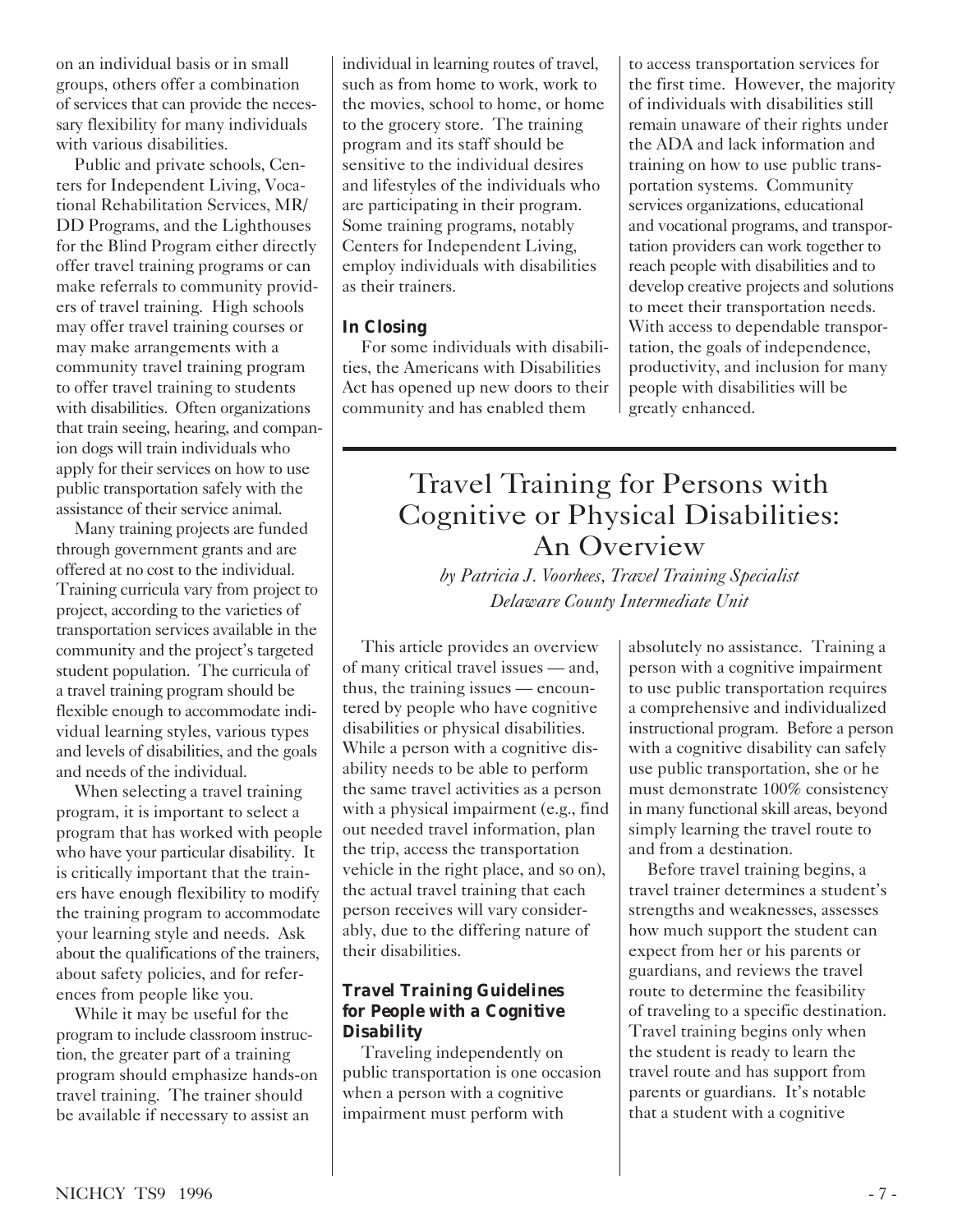on an individual basis or in small groups, others offer a combination of services that can provide the necessary flexibility for many individuals with various disabilities.

Public and private schools, Centers for Independent Living, Vocational Rehabilitation Services, MR/DD Programs, and the Lighthouses for the Blind Program either directly offer travel training programs or can make referrals to community providers of travel training. High schools may offer travel training courses or may make arrangements with a community travel training program to offer travel training to students with disabilities. Often organizations that train seeing, hearing, and companion dogs will train individuals who apply for their services on how to use public transportation safely with the assistance of their service animal.

Many training projects are funded through government grants and are offered at no cost to the individual. Training curricula vary from project to project, according to the varieties of transportation services available in the community and the project's targeted student population. The curricula of a travel training program should be flexible enough to accommodate individual learning styles, various types and levels of disabilities, and the goals and needs of the individual.

When selecting a travel training program, it is important to select a program that has worked with people who have your particular disability. It is critically important that the trainers have enough flexibility to modify the training program to accommodate your learning style and needs. Ask about the qualifications of the trainers, about safety policies, and for references from people like you.

While it may be useful for the program to include classroom instruction, the greater part of a training program should emphasize hands-on travel training. The trainer should be available if necessary to assist an individual in learning routes of travel, such as from home to work, work to the movies, school to home, or home to the grocery store. The training program and its staff should be sensitive to the individual desires and lifestyles of the individuals who are participating in their program. Some training programs, notably Centers for Independent Living, employ individuals with disabilities as their trainers.

### In Closing

For some individuals with disabilities, the Americans with Disabilities Act has opened up new doors to their community and has enabled them to access transportation services for the first time. However, the majority of individuals with disabilities still remain unaware of their rights under the ADA and lack information and training on how to use public transportation systems. Community services organizations, educational and vocational programs, and transportation providers can work together to reach people with disabilities and to develop creative projects and solutions to meet their transportation needs. With access to dependable transportation, the goals of independence, productivity, and inclusion for many people with disabilities will be greatly enhanced.

# Travel Training for Persons with Cognitive or Physical Disabilities: An Overview

*by Patricia J. Voorhees, Travel Training Specialist*
*Delaware County Intermediate Unit*

This article provides an overview of many critical travel issues — and, thus, the training issues — encountered by people who have cognitive disabilities or physical disabilities. While a person with a cognitive disability needs to be able to perform the same travel activities as a person with a physical impairment (e.g., find out needed travel information, plan the trip, access the transportation vehicle in the right place, and so on), the actual travel training that each person receives will vary considerably, due to the differing nature of their disabilities.

### Travel Training Guidelines for People with a Cognitive Disability

Traveling independently on public transportation is one occasion when a person with a cognitive impairment must perform with absolutely no assistance. Training a person with a cognitive impairment to use public transportation requires a comprehensive and individualized instructional program. Before a person with a cognitive disability can safely use public transportation, she or he must demonstrate 100% consistency in many functional skill areas, beyond simply learning the travel route to and from a destination.

Before travel training begins, a travel trainer determines a student's strengths and weaknesses, assesses how much support the student can expect from her or his parents or guardians, and reviews the travel route to determine the feasibility of traveling to a specific destination. Travel training begins only when the student is ready to learn the travel route and has support from parents or guardians. It's notable that a student with a cognitive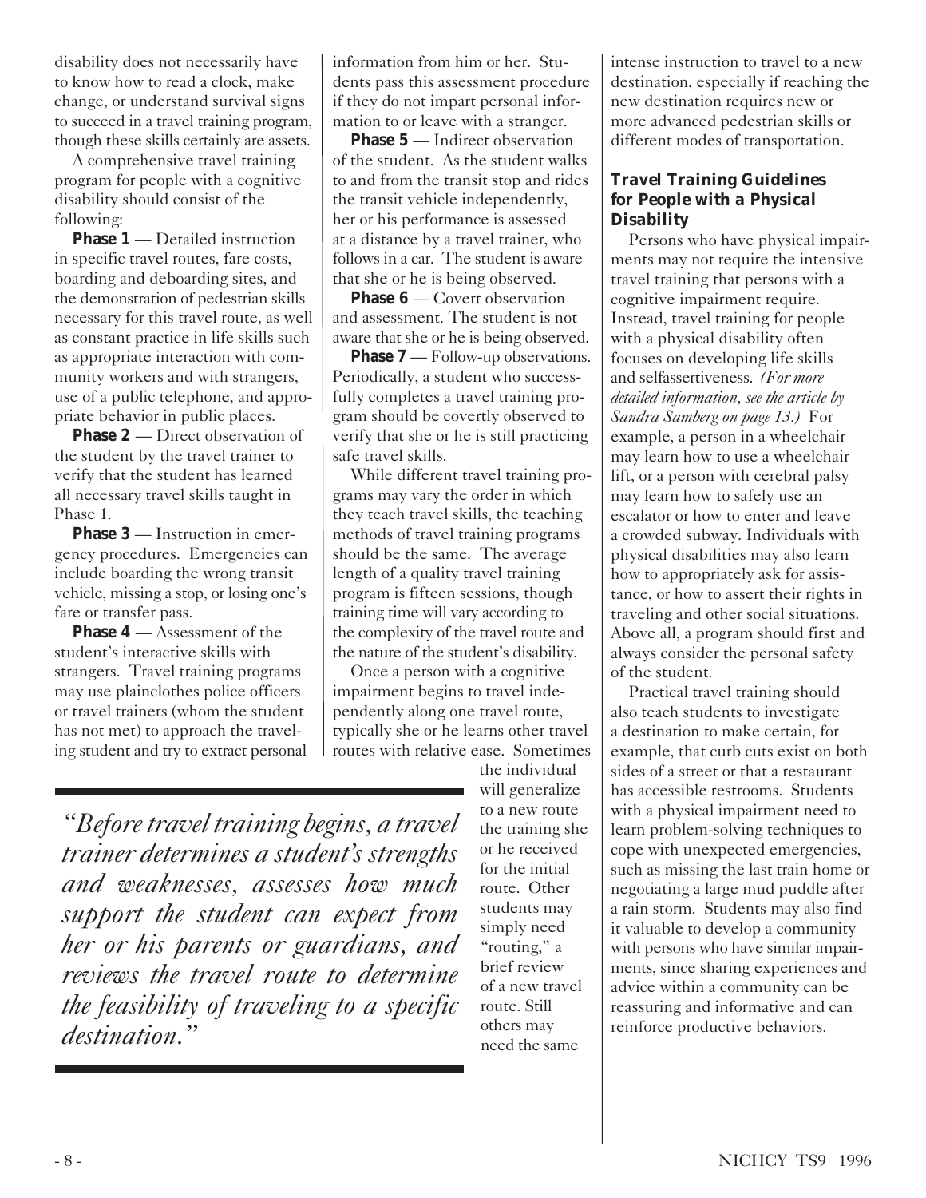disability does not necessarily have to know how to read a clock, make change, or understand survival signs to succeed in a travel training program, though these skills certainly are assets.

A comprehensive travel training program for people with a cognitive disability should consist of the following:

**Phase 1** — Detailed instruction in specific travel routes, fare costs, boarding and deboarding sites, and the demonstration of pedestrian skills necessary for this travel route, as well as constant practice in life skills such as appropriate interaction with community workers and with strangers, use of a public telephone, and appropriate behavior in public places.

**Phase 2** — Direct observation of the student by the travel trainer to verify that the student has learned all necessary travel skills taught in Phase 1.

**Phase 3** — Instruction in emergency procedures. Emergencies can include boarding the wrong transit vehicle, missing a stop, or losing one's fare or transfer pass.

**Phase 4** — Assessment of the student's interactive skills with strangers. Travel training programs may use plainclothes police officers or travel trainers (whom the student has not met) to approach the traveling student and try to extract personal information from him or her. Students pass this assessment procedure if they do not impart personal information to or leave with a stranger.

**Phase 5** — Indirect observation of the student. As the student walks to and from the transit stop and rides the transit vehicle independently, her or his performance is assessed at a distance by a travel trainer, who follows in a car. The student is aware that she or he is being observed.

**Phase 6** — Covert observation and assessment. The student is not aware that she or he is being observed.

**Phase 7** — Follow-up observations. Periodically, a student who successfully completes a travel training program should be covertly observed to verify that she or he is still practicing safe travel skills.

While different travel training programs may vary the order in which they teach travel skills, the teaching methods of travel training programs should be the same. The average length of a quality travel training program is fifteen sessions, though training time will vary according to the complexity of the travel route and the nature of the student's disability.

Once a person with a cognitive impairment begins to travel independently along one travel route, typically she or he learns other travel routes with relative ease. Sometimes the individual will generalize to a new route the training she or he received for the initial route. Other students may simply need "routing," a brief review of a new travel route. Still others may need the same intense instruction to travel to a new destination, especially if reaching the new destination requires new or more advanced pedestrian skills or different modes of transportation.

*"Before travel training begins, a travel trainer determines a student's strengths and weaknesses, assesses how much support the student can expect from her or his parents or guardians, and reviews the travel route to determine the feasibility of traveling to a specific destination."*

### Travel Training Guidelines for People with a Physical Disability

Persons who have physical impairments may not require the intensive travel training that persons with a cognitive impairment require. Instead, travel training for people with a physical disability often focuses on developing life skills and selfassertiveness. *(For more detailed information, see the article by Sandra Samberg on page 13.)* For example, a person in a wheelchair may learn how to use a wheelchair lift, or a person with cerebral palsy may learn how to safely use an escalator or how to enter and leave a crowded subway. Individuals with physical disabilities may also learn how to appropriately ask for assistance, or how to assert their rights in traveling and other social situations. Above all, a program should first and always consider the personal safety of the student.

Practical travel training should also teach students to investigate a destination to make certain, for example, that curb cuts exist on both sides of a street or that a restaurant has accessible restrooms. Students with a physical impairment need to learn problem-solving techniques to cope with unexpected emergencies, such as missing the last train home or negotiating a large mud puddle after a rain storm. Students may also find it valuable to develop a community with persons who have similar impairments, since sharing experiences and advice within a community can be reassuring and informative and can reinforce productive behaviors.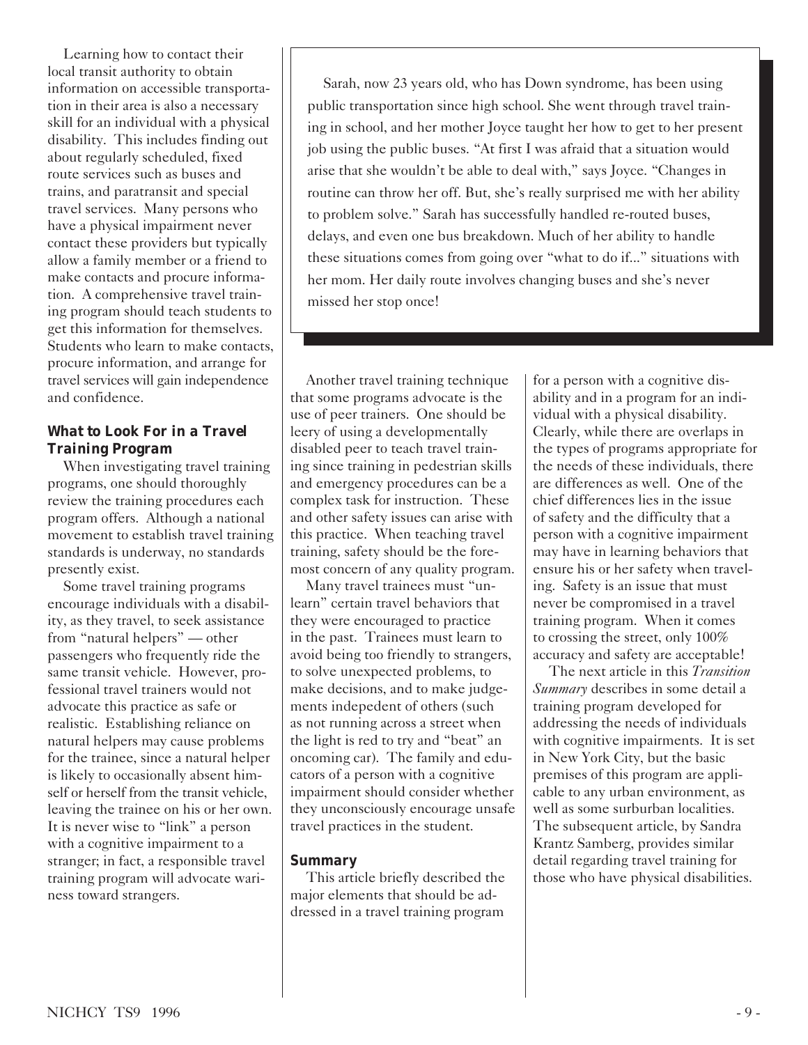Learning how to contact their local transit authority to obtain information on accessible transportation in their area is also a necessary skill for an individual with a physical disability. This includes finding out about regularly scheduled, fixed route services such as buses and trains, and paratransit and special travel services. Many persons who have a physical impairment never contact these providers but typically allow a family member or a friend to make contacts and procure information. A comprehensive travel training program should teach students to get this information for themselves. Students who learn to make contacts, procure information, and arrange for travel services will gain independence and confidence.

> Sarah, now 23 years old, who has Down syndrome, has been using public transportation since high school. She went through travel training in school, and her mother Joyce taught her how to get to her present job using the public buses. "At first I was afraid that a situation would arise that she wouldn't be able to deal with," says Joyce. "Changes in routine can throw her off. But, she's really surprised me with her ability to problem solve." Sarah has successfully handled re-routed buses, delays, and even one bus breakdown. Much of her ability to handle these situations comes from going over "what to do if..." situations with her mom. Her daily route involves changing buses and she's never missed her stop once!

### What to Look For in a Travel Training Program

When investigating travel training programs, one should thoroughly review the training procedures each program offers. Although a national movement to establish travel training standards is underway, no standards presently exist.

Some travel training programs encourage individuals with a disability, as they travel, to seek assistance from "natural helpers" — other passengers who frequently ride the same transit vehicle. However, professional travel trainers would not advocate this practice as safe or realistic. Establishing reliance on natural helpers may cause problems for the trainee, since a natural helper is likely to occasionally absent himself or herself from the transit vehicle, leaving the trainee on his or her own. It is never wise to "link" a person with a cognitive impairment to a stranger; in fact, a responsible travel training program will advocate wariness toward strangers.

Another travel training technique that some programs advocate is the use of peer trainers. One should be leery of using a developmentally disabled peer to teach travel training since training in pedestrian skills and emergency procedures can be a complex task for instruction. These and other safety issues can arise with this practice. When teaching travel training, safety should be the foremost concern of any quality program.

Many travel trainees must "unlearn" certain travel behaviors that they were encouraged to practice in the past. Trainees must learn to avoid being too friendly to strangers, to solve unexpected problems, to make decisions, and to make judgements indepedent of others (such as not running across a street when the light is red to try and "beat" an oncoming car). The family and educators of a person with a cognitive impairment should consider whether they unconsciously encourage unsafe travel practices in the student.

### Summary

This article briefly described the major elements that should be addressed in a travel training program for a person with a cognitive disability and in a program for an individual with a physical disability. Clearly, while there are overlaps in the types of programs appropriate for the needs of these individuals, there are differences as well. One of the chief differences lies in the issue of safety and the difficulty that a person with a cognitive impairment may have in learning behaviors that ensure his or her safety when traveling. Safety is an issue that must never be compromised in a travel training program. When it comes to crossing the street, only 100% accuracy and safety are acceptable!

The next article in this *Transition Summary* describes in some detail a training program developed for addressing the needs of individuals with cognitive impairments. It is set in New York City, but the basic premises of this program are applicable to any urban environment, as well as some surburban localities. The subsequent article, by Sandra Krantz Samberg, provides similar detail regarding travel training for those who have physical disabilities.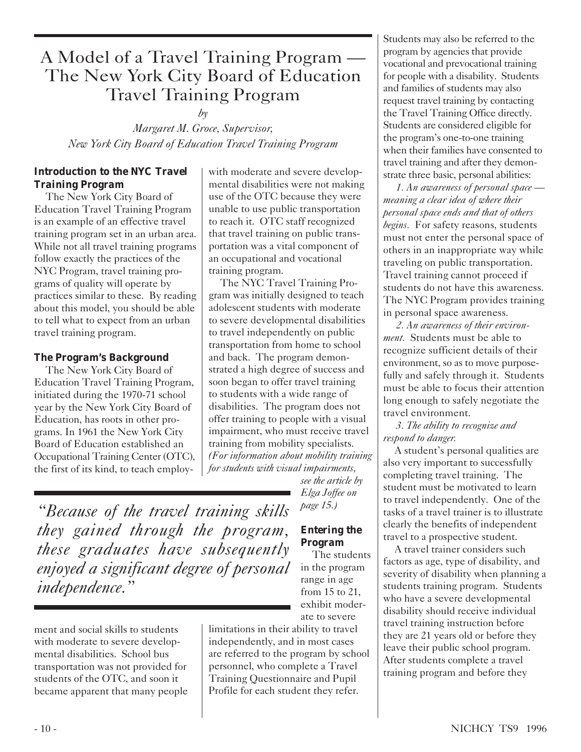# A Model of a Travel Training Program — The New York City Board of Education Travel Training Program

*by*

*Margaret M. Groce, Supervisor, New York City Board of Education Travel Training Program*

### Introduction to the NYC Travel Training Program

The New York City Board of Education Travel Training Program is an example of an effective travel training program set in an urban area. While not all travel training programs follow exactly the practices of the NYC Program, travel training programs of quality will operate by practices similar to these. By reading about this model, you should be able to tell what to expect from an urban travel training program.

### The Program's Background

The New York City Board of Education Travel Training Program, initiated during the 1970-71 school year by the New York City Board of Education, has roots in other programs. In 1961 the New York City Board of Education established an Occupational Training Center (OTC), the first of its kind, to teach employment and social skills to students with moderate to severe developmental disabilities. School bus transportation was not provided for students of the OTC, and soon it became apparent that many people with moderate and severe developmental disabilities were not making use of the OTC because they were unable to use public transportation to reach it. OTC staff recognized that travel training on public transportation was a vital component of an occupational and vocational training program.

The NYC Travel Training Program was initially designed to teach adolescent students with moderate to severe developmental disabilities to travel independently on public transportation from home to school and back. The program demonstrated a high degree of success and soon began to offer travel training to students with a wide range of disabilities. The program does not offer training to people with a visual impairment, who must receive travel training from mobility specialists. *(For information about mobility training for students with visual impairments, see the article by Elga Joffee on page 15.)*

> *"Because of the travel training skills they gained through the program, these graduates have subsequently enjoyed a significant degree of personal independence."*

### Entering the Program

The students in the program range in age from 15 to 21, exhibit moderate to severe limitations in their ability to travel independently, and in most cases are referred to the program by school personnel, who complete a Travel Training Questionnaire and Pupil Profile for each student they refer. Students may also be referred to the program by agencies that provide vocational and prevocational training for people with a disability. Students and families of students may also request travel training by contacting the Travel Training Office directly. Students are considered eligible for the program's one-to-one training when their families have consented to travel training and after they demonstrate three basic, personal abilities:

*1. An awareness of personal space — meaning a clear idea of where their personal space ends and that of others begins.* For safety reasons, students must not enter the personal space of others in an inappropriate way while traveling on public transportation. Travel training cannot proceed if students do not have this awareness. The NYC Program provides training in personal space awareness.

*2. An awareness of their environment.* Students must be able to recognize sufficient details of their environment, so as to move purposefully and safely through it. Students must be able to focus their attention long enough to safely negotiate the travel environment.

*3. The ability to recognize and respond to danger.*

A student's personal qualities are also very important to successfully completing travel training. The student must be motivated to learn to travel independently. One of the tasks of a travel trainer is to illustrate clearly the benefits of independent travel to a prospective student.

A travel trainer considers such factors as age, type of disability, and severity of disability when planning a students training program. Students who have a severe developmental disability should receive individual travel training instruction before they are 21 years old or before they leave their public school program. After students complete a travel training program and before they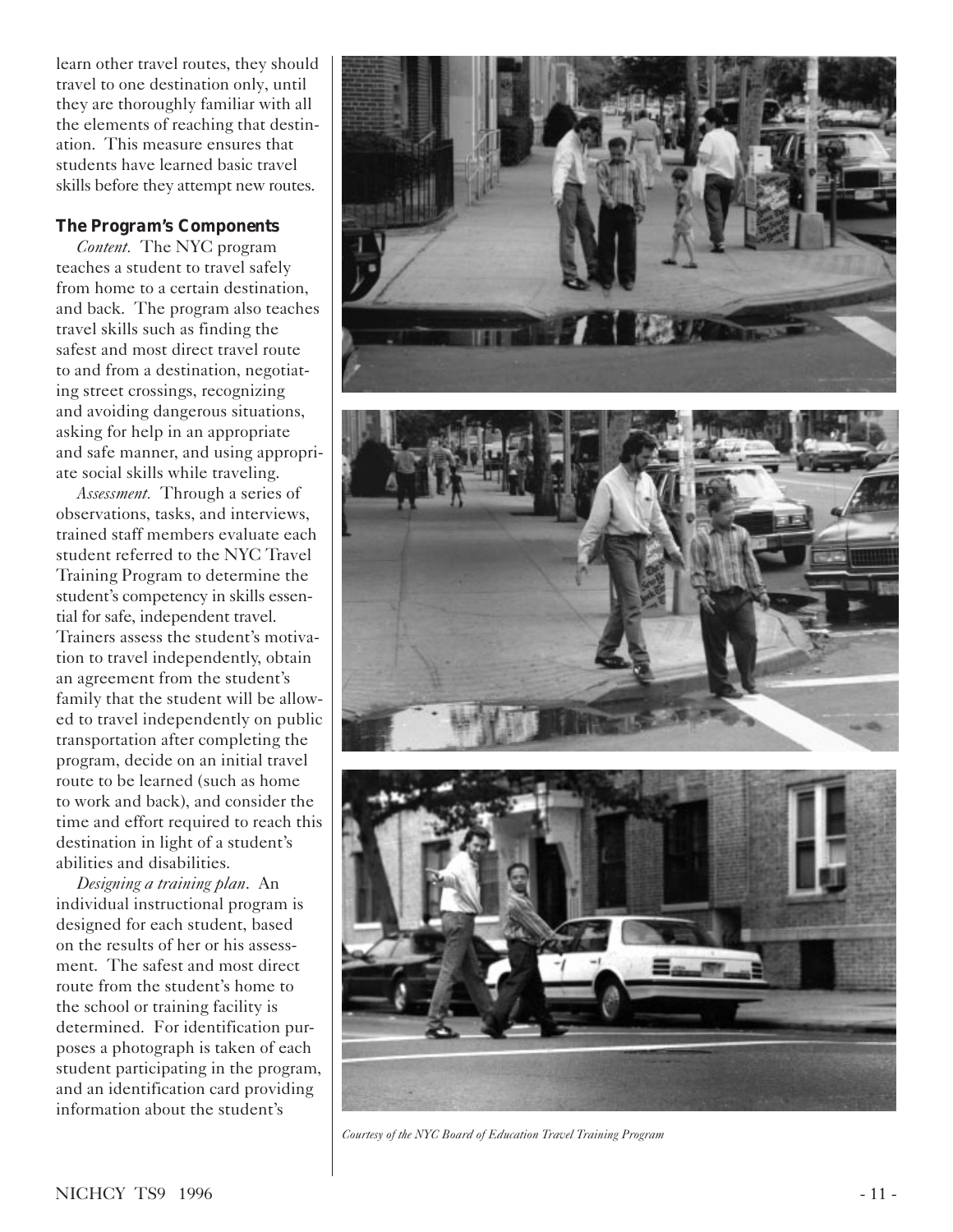learn other travel routes, they should travel to one destination only, until they are thoroughly familiar with all the elements of reaching that destination. This measure ensures that students have learned basic travel skills before they attempt new routes.

### The Program's Components

*Content.* The NYC program teaches a student to travel safely from home to a certain destination, and back. The program also teaches travel skills such as finding the safest and most direct travel route to and from a destination, negotiating street crossings, recognizing and avoiding dangerous situations, asking for help in an appropriate and safe manner, and using appropriate social skills while traveling.

*Assessment.* Through a series of observations, tasks, and interviews, trained staff members evaluate each student referred to the NYC Travel Training Program to determine the student's competency in skills essential for safe, independent travel. Trainers assess the student's motivation to travel independently, obtain an agreement from the student's family that the student will be allowed to travel independently on public transportation after completing the program, decide on an initial travel route to be learned (such as home to work and back), and consider the time and effort required to reach this destination in light of a student's abilities and disabilities.

*Designing a training plan.* An individual instructional program is designed for each student, based on the results of her or his assessment. The safest and most direct route from the student's home to the school or training facility is determined. For identification purposes a photograph is taken of each student participating in the program, and an identification card providing information about the student's

*Courtesy of the NYC Board of Education Travel Training Program*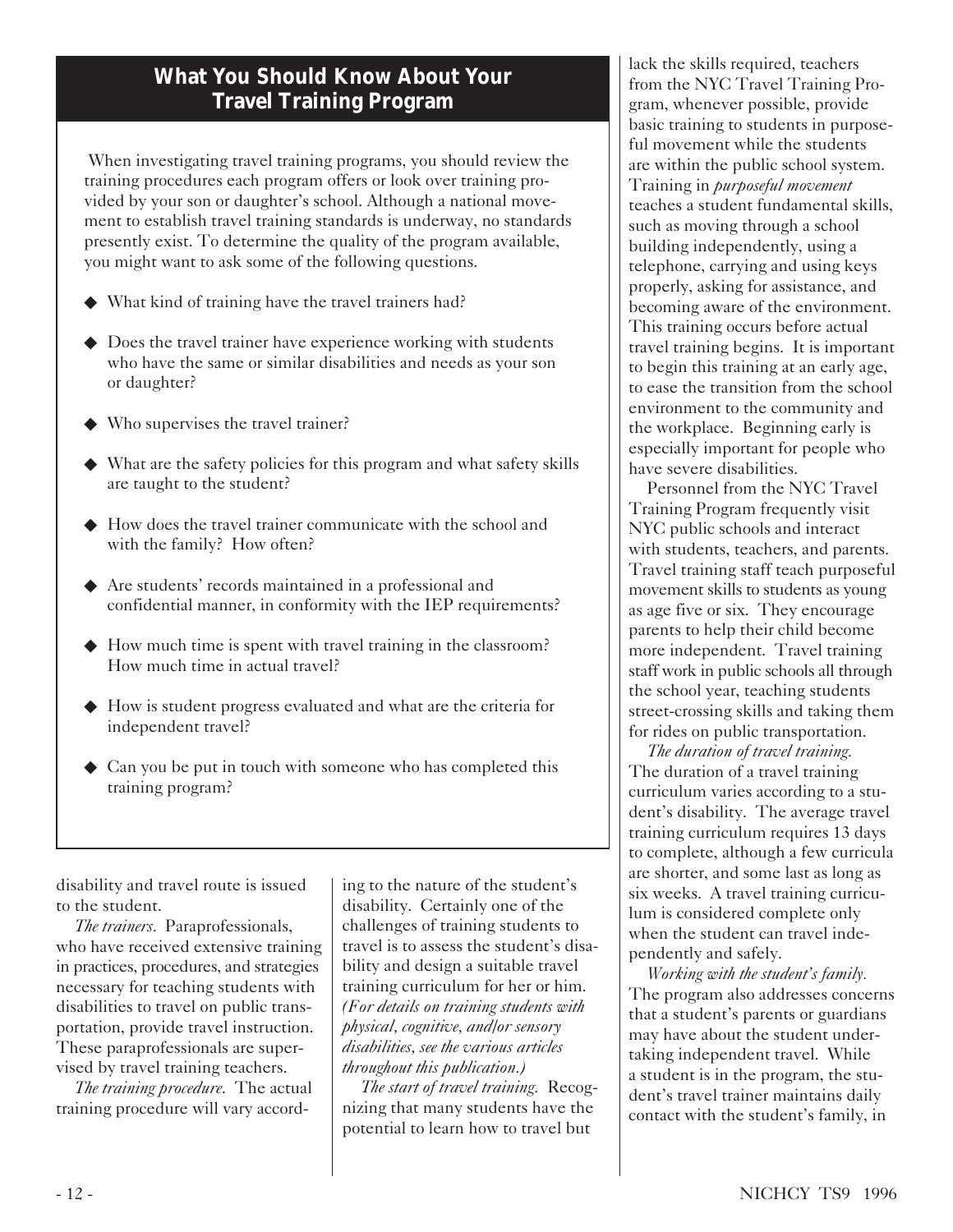## What You Should Know About Your Travel Training Program

When investigating travel training programs, you should review the training procedures each program offers or look over training provided by your son or daughter's school. Although a national movement to establish travel training standards is underway, no standards presently exist. To determine the quality of the program available, you might want to ask some of the following questions.

- What kind of training have the travel trainers had?
- Does the travel trainer have experience working with students who have the same or similar disabilities and needs as your son or daughter?
- Who supervises the travel trainer?
- What are the safety policies for this program and what safety skills are taught to the student?
- How does the travel trainer communicate with the school and with the family? How often?
- Are students' records maintained in a professional and confidential manner, in conformity with the IEP requirements?
- How much time is spent with travel training in the classroom? How much time in actual travel?
- How is student progress evaluated and what are the criteria for independent travel?
- Can you be put in touch with someone who has completed this training program?

disability and travel route is issued to the student.

*The trainers.* Paraprofessionals, who have received extensive training in practices, procedures, and strategies necessary for teaching students with disabilities to travel on public transportation, provide travel instruction. These paraprofessionals are supervised by travel training teachers.

*The training procedure.* The actual training procedure will vary according to the nature of the student's disability. Certainly one of the challenges of training students to travel is to assess the student's disability and design a suitable travel training curriculum for her or him. *(For details on training students with physical, cognitive, and/or sensory disabilities, see the various articles throughout this publication.)*

*The start of travel training.* Recognizing that many students have the potential to learn how to travel but lack the skills required, teachers from the NYC Travel Training Program, whenever possible, provide basic training to students in purposeful movement while the students are within the public school system. Training in *purposeful movement* teaches a student fundamental skills, such as moving through a school building independently, using a telephone, carrying and using keys properly, asking for assistance, and becoming aware of the environment. This training occurs before actual travel training begins. It is important to begin this training at an early age, to ease the transition from the school environment to the community and the workplace. Beginning early is especially important for people who have severe disabilities.

Personnel from the NYC Travel Training Program frequently visit NYC public schools and interact with students, teachers, and parents. Travel training staff teach purposeful movement skills to students as young as age five or six. They encourage parents to help their child become more independent. Travel training staff work in public schools all through the school year, teaching students street-crossing skills and taking them for rides on public transportation.

*The duration of travel training.* The duration of a travel training curriculum varies according to a student's disability. The average travel training curriculum requires 13 days to complete, although a few curricula are shorter, and some last as long as six weeks. A travel training curriculum is considered complete only when the student can travel independently and safely.

*Working with the student's family.* The program also addresses concerns that a student's parents or guardians may have about the student undertaking independent travel. While a student is in the program, the student's travel trainer maintains daily contact with the student's family, in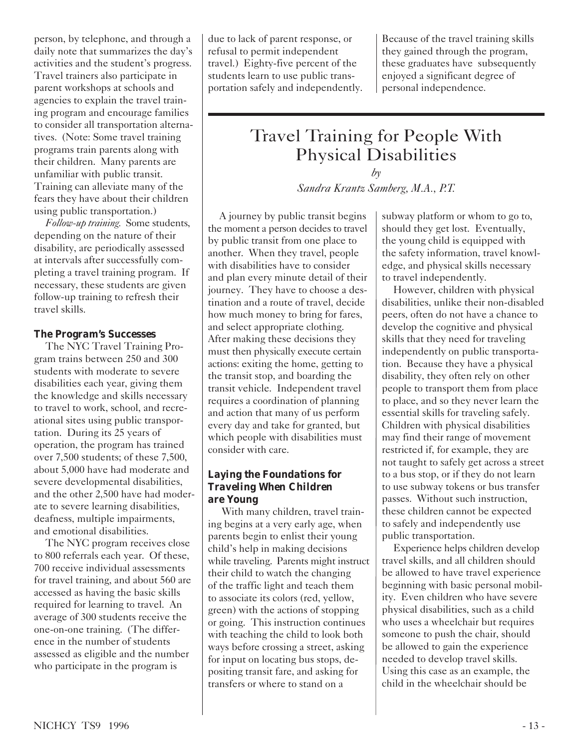person, by telephone, and through a daily note that summarizes the day's activities and the student's progress. Travel trainers also participate in parent workshops at schools and agencies to explain the travel training program and encourage families to consider all transportation alternatives. (Note: Some travel training programs train parents along with their children. Many parents are unfamiliar with public transit. Training can alleviate many of the fears they have about their children using public transportation.)

*Follow-up training.* Some students, depending on the nature of their disability, are periodically assessed at intervals after successfully completing a travel training program. If necessary, these students are given follow-up training to refresh their travel skills.

**The Program's Successes**

The NYC Travel Training Program trains between 250 and 300 students with moderate to severe disabilities each year, giving them the knowledge and skills necessary to travel to work, school, and recreational sites using public transportation. During its 25 years of operation, the program has trained over 7,500 students; of these 7,500, about 5,000 have had moderate and severe developmental disabilities, and the other 2,500 have had moderate to severe learning disabilities, deafness, multiple impairments, and emotional disabilities.

The NYC program receives close to 800 referrals each year. Of these, 700 receive individual assessments for travel training, and about 560 are accessed as having the basic skills required for learning to travel. An average of 300 students receive the one-on-one training. (The difference in the number of students assessed as eligible and the number who participate in the program is due to lack of parent response, or refusal to permit independent travel.) Eighty-five percent of the students learn to use public transportation safely and independently. Because of the travel training skills they gained through the program, these graduates have subsequently enjoyed a significant degree of personal independence.

# Travel Training for People With Physical Disabilities

*by*

*Sandra Krantz Samberg, M.A., P.T.*

A journey by public transit begins the moment a person decides to travel by public transit from one place to another. When they travel, people with disabilities have to consider and plan every minute detail of their journey. They have to choose a destination and a route of travel, decide how much money to bring for fares, and select appropriate clothing. After making these decisions they must then physically execute certain actions: exiting the home, getting to the transit stop, and boarding the transit vehicle. Independent travel requires a coordination of planning and action that many of us perform every day and take for granted, but which people with disabilities must consider with care.

**Laying the Foundations for Traveling When Children are Young**

With many children, travel training begins at a very early age, when parents begin to enlist their young child's help in making decisions while traveling. Parents might instruct their child to watch the changing of the traffic light and teach them to associate its colors (red, yellow, green) with the actions of stopping or going. This instruction continues with teaching the child to look both ways before crossing a street, asking for input on locating bus stops, depositing transit fare, and asking for transfers or where to stand on a subway platform or whom to go to, should they get lost. Eventually, the young child is equipped with the safety information, travel knowledge, and physical skills necessary to travel independently.

However, children with physical disabilities, unlike their non-disabled peers, often do not have a chance to develop the cognitive and physical skills that they need for traveling independently on public transportation. Because they have a physical disability, they often rely on other people to transport them from place to place, and so they never learn the essential skills for traveling safely. Children with physical disabilities may find their range of movement restricted if, for example, they are not taught to safely get across a street to a bus stop, or if they do not learn to use subway tokens or bus transfer passes. Without such instruction, these children cannot be expected to safely and independently use public transportation.

Experience helps children develop travel skills, and all children should be allowed to have travel experience beginning with basic personal mobility. Even children who have severe physical disabilities, such as a child who uses a wheelchair but requires someone to push the chair, should be allowed to gain the experience needed to develop travel skills. Using this case as an example, the child in the wheelchair should be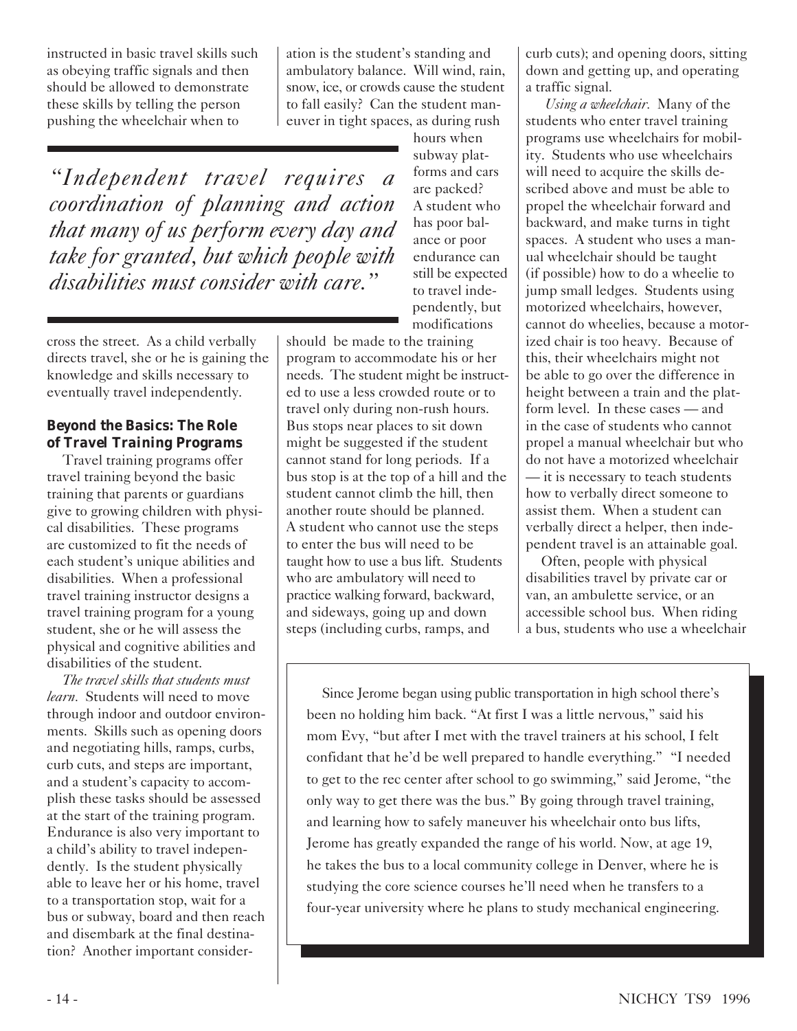instructed in basic travel skills such as obeying traffic signals and then should be allowed to demonstrate these skills by telling the person pushing the wheelchair when to cross the street. As a child verbally directs travel, she or he is gaining the knowledge and skills necessary to eventually travel independently.

> *"Independent travel requires a coordination of planning and action that many of us perform every day and take for granted, but which people with disabilities must consider with care."*

### Beyond the Basics: The Role of Travel Training Programs

Travel training programs offer travel training beyond the basic training that parents or guardians give to growing children with physical disabilities. These programs are customized to fit the needs of each student's unique abilities and disabilities. When a professional travel training instructor designs a travel training program for a young student, she or he will assess the physical and cognitive abilities and disabilities of the student.

*The travel skills that students must learn.* Students will need to move through indoor and outdoor environments. Skills such as opening doors and negotiating hills, ramps, curbs, curb cuts, and steps are important, and a student's capacity to accomplish these tasks should be assessed at the start of the training program. Endurance is also very important to a child's ability to travel independently. Is the student physically able to leave her or his home, travel to a transportation stop, wait for a bus or subway, board and then reach and disembark at the final destination? Another important consideration is the student's standing and ambulatory balance. Will wind, rain, snow, ice, or crowds cause the student to fall easily? Can the student maneuver in tight spaces, as during rush hours when subway platforms and cars are packed? A student who has poor balance or poor endurance can still be expected to travel independently, but modifications should be made to the training program to accommodate his or her needs. The student might be instructed to use a less crowded route or to travel only during non-rush hours. Bus stops near places to sit down might be suggested if the student cannot stand for long periods. If a bus stop is at the top of a hill and the student cannot climb the hill, then another route should be planned. A student who cannot use the steps to enter the bus will need to be taught how to use a bus lift. Students who are ambulatory will need to practice walking forward, backward, and sideways, going up and down steps (including curbs, ramps, and curb cuts); and opening doors, sitting down and getting up, and operating a traffic signal.

*Using a wheelchair.* Many of the students who enter travel training programs use wheelchairs for mobility. Students who use wheelchairs will need to acquire the skills described above and must be able to propel the wheelchair forward and backward, and make turns in tight spaces. A student who uses a manual wheelchair should be taught (if possible) how to do a wheelie to jump small ledges. Students using motorized wheelchairs, however, cannot do wheelies, because a motorized chair is too heavy. Because of this, their wheelchairs might not be able to go over the difference in height between a train and the platform level. In these cases — and in the case of students who cannot propel a manual wheelchair but who do not have a motorized wheelchair — it is necessary to teach students how to verbally direct someone to assist them. When a student can verbally direct a helper, then independent travel is an attainable goal.

Often, people with physical disabilities travel by private car or van, an ambulette service, or an accessible school bus. When riding a bus, students who use a wheelchair

---

Since Jerome began using public transportation in high school there's been no holding him back. "At first I was a little nervous," said his mom Evy, "but after I met with the travel trainers at his school, I felt confidant that he'd be well prepared to handle everything." "I needed to get to the rec center after school to go swimming," said Jerome, "the only way to get there was the bus." By going through travel training, and learning how to safely maneuver his wheelchair onto bus lifts, Jerome has greatly expanded the range of his world. Now, at age 19, he takes the bus to a local community college in Denver, where he is studying the core science courses he'll need when he transfers to a four-year university where he plans to study mechanical engineering.

---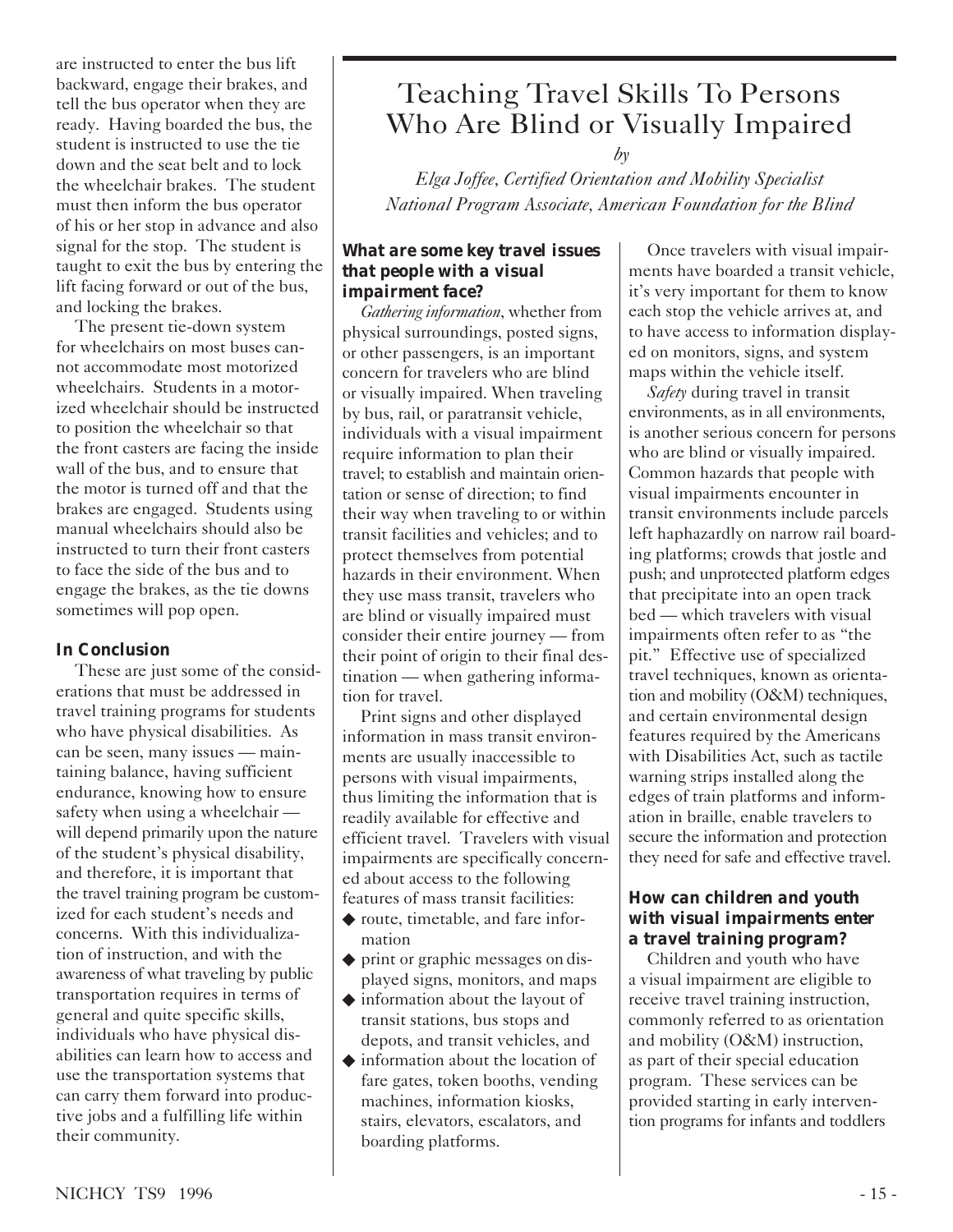are instructed to enter the bus lift backward, engage their brakes, and tell the bus operator when they are ready. Having boarded the bus, the student is instructed to use the tie down and the seat belt and to lock the wheelchair brakes. The student must then inform the bus operator of his or her stop in advance and also signal for the stop. The student is taught to exit the bus by entering the lift facing forward or out of the bus, and locking the brakes.

The present tie-down system for wheelchairs on most buses cannot accommodate most motorized wheelchairs. Students in a motorized wheelchair should be instructed to position the wheelchair so that the front casters are facing the inside wall of the bus, and to ensure that the motor is turned off and that the brakes are engaged. Students using manual wheelchairs should also be instructed to turn their front casters to face the side of the bus and to engage the brakes, as the tie downs sometimes will pop open.

### In Conclusion

These are just some of the considerations that must be addressed in travel training programs for students who have physical disabilities. As can be seen, many issues — maintaining balance, having sufficient endurance, knowing how to ensure safety when using a wheelchair — will depend primarily upon the nature of the student's physical disability, and therefore, it is important that the travel training program be customized for each student's needs and concerns. With this individualization of instruction, and with the awareness of what traveling by public transportation requires in terms of general and quite specific skills, individuals who have physical disabilities can learn how to access and use the transportation systems that can carry them forward into productive jobs and a fulfilling life within their community.

# Teaching Travel Skills To Persons Who Are Blind or Visually Impaired

*by*

*Elga Joffee, Certified Orientation and Mobility Specialist*
*National Program Associate, American Foundation for the Blind*

### What are some key travel issues that people with a visual impairment face?

*Gathering information*, whether from physical surroundings, posted signs, or other passengers, is an important concern for travelers who are blind or visually impaired. When traveling by bus, rail, or paratransit vehicle, individuals with a visual impairment require information to plan their travel; to establish and maintain orientation or sense of direction; to find their way when traveling to or within transit facilities and vehicles; and to protect themselves from potential hazards in their environment. When they use mass transit, travelers who are blind or visually impaired must consider their entire journey — from their point of origin to their final destination — when gathering information for travel.

Print signs and other displayed information in mass transit environments are usually inaccessible to persons with visual impairments, thus limiting the information that is readily available for effective and efficient travel. Travelers with visual impairments are specifically concerned about access to the following features of mass transit facilities:

- route, timetable, and fare information
- print or graphic messages on displayed signs, monitors, and maps
- information about the layout of transit stations, bus stops and depots, and transit vehicles, and
- information about the location of fare gates, token booths, vending machines, information kiosks, stairs, elevators, escalators, and boarding platforms.

Once travelers with visual impairments have boarded a transit vehicle, it's very important for them to know each stop the vehicle arrives at, and to have access to information displayed on monitors, signs, and system maps within the vehicle itself.

*Safety* during travel in transit environments, as in all environments, is another serious concern for persons who are blind or visually impaired. Common hazards that people with visual impairments encounter in transit environments include parcels left haphazardly on narrow rail boarding platforms; crowds that jostle and push; and unprotected platform edges that precipitate into an open track bed — which travelers with visual impairments often refer to as "the pit." Effective use of specialized travel techniques, known as orientation and mobility (O&M) techniques, and certain environmental design features required by the Americans with Disabilities Act, such as tactile warning strips installed along the edges of train platforms and information in braille, enable travelers to secure the information and protection they need for safe and effective travel.

### How can children and youth with visual impairments enter a travel training program?

Children and youth who have a visual impairment are eligible to receive travel training instruction, commonly referred to as orientation and mobility (O&M) instruction, as part of their special education program. These services can be provided starting in early intervention programs for infants and toddlers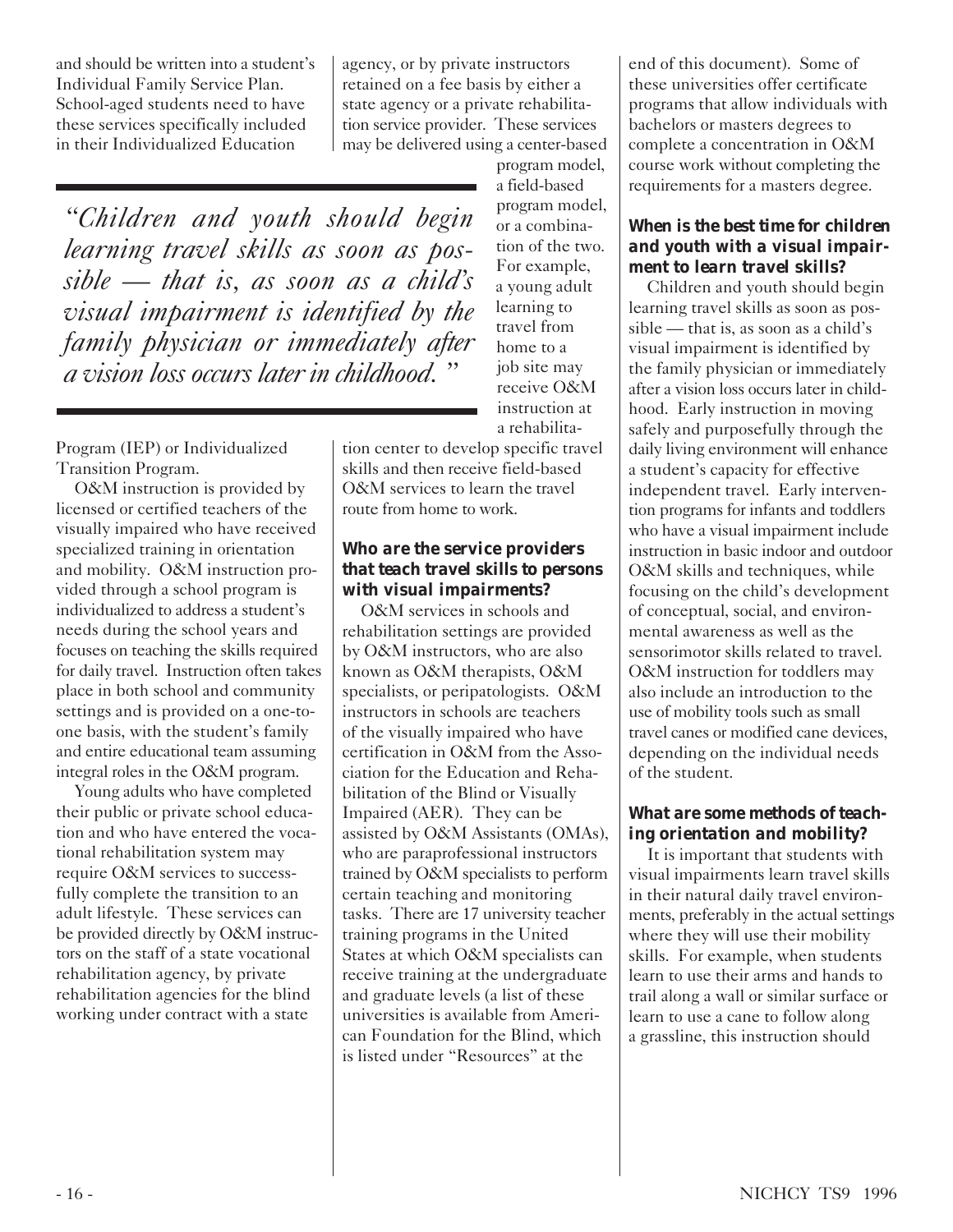and should be written into a student's Individual Family Service Plan. School-aged students need to have these services specifically included in their Individualized Education Program (IEP) or Individualized Transition Program.

> *"Children and youth should begin learning travel skills as soon as possible — that is, as soon as a child's visual impairment is identified by the family physician or immediately after a vision loss occurs later in childhood."*

O&M instruction is provided by licensed or certified teachers of the visually impaired who have received specialized training in orientation and mobility. O&M instruction provided through a school program is individualized to address a student's needs during the school years and focuses on teaching the skills required for daily travel. Instruction often takes place in both school and community settings and is provided on a one-to-one basis, with the student's family and entire educational team assuming integral roles in the O&M program.

Young adults who have completed their public or private school education and who have entered the vocational rehabilitation system may require O&M services to successfully complete the transition to an adult lifestyle. These services can be provided directly by O&M instructors on the staff of a state vocational rehabilitation agency, by private rehabilitation agencies for the blind working under contract with a state agency, or by private instructors retained on a fee basis by either a state agency or a private rehabilitation service provider. These services may be delivered using a center-based program model, a field-based program model, or a combination of the two. For example, a young adult learning to travel from home to a job site may receive O&M instruction at a rehabilitation center to develop specific travel skills and then receive field-based O&M services to learn the travel route from home to work.

### Who are the service providers that teach travel skills to persons with visual impairments?

O&M services in schools and rehabilitation settings are provided by O&M instructors, who are also known as O&M therapists, O&M specialists, or peripatologists. O&M instructors in schools are teachers of the visually impaired who have certification in O&M from the Association for the Education and Rehabilitation of the Blind or Visually Impaired (AER). They can be assisted by O&M Assistants (OMAs), who are paraprofessional instructors trained by O&M specialists to perform certain teaching and monitoring tasks. There are 17 university teacher training programs in the United States at which O&M specialists can receive training at the undergraduate and graduate levels (a list of these universities is available from American Foundation for the Blind, which is listed under "Resources" at the end of this document). Some of these universities offer certificate programs that allow individuals with bachelors or masters degrees to complete a concentration in O&M course work without completing the requirements for a masters degree.

### When is the best time for children and youth with a visual impairment to learn travel skills?

Children and youth should begin learning travel skills as soon as possible — that is, as soon as a child's visual impairment is identified by the family physician or immediately after a vision loss occurs later in childhood. Early instruction in moving safely and purposefully through the daily living environment will enhance a student's capacity for effective independent travel. Early intervention programs for infants and toddlers who have a visual impairment include instruction in basic indoor and outdoor O&M skills and techniques, while focusing on the child's development of conceptual, social, and environmental awareness as well as the sensorimotor skills related to travel. O&M instruction for toddlers may also include an introduction to the use of mobility tools such as small travel canes or modified cane devices, depending on the individual needs of the student.

### What are some methods of teaching orientation and mobility?

It is important that students with visual impairments learn travel skills in their natural daily travel environments, preferably in the actual settings where they will use their mobility skills. For example, when students learn to use their arms and hands to trail along a wall or similar surface or learn to use a cane to follow along a grassline, this instruction should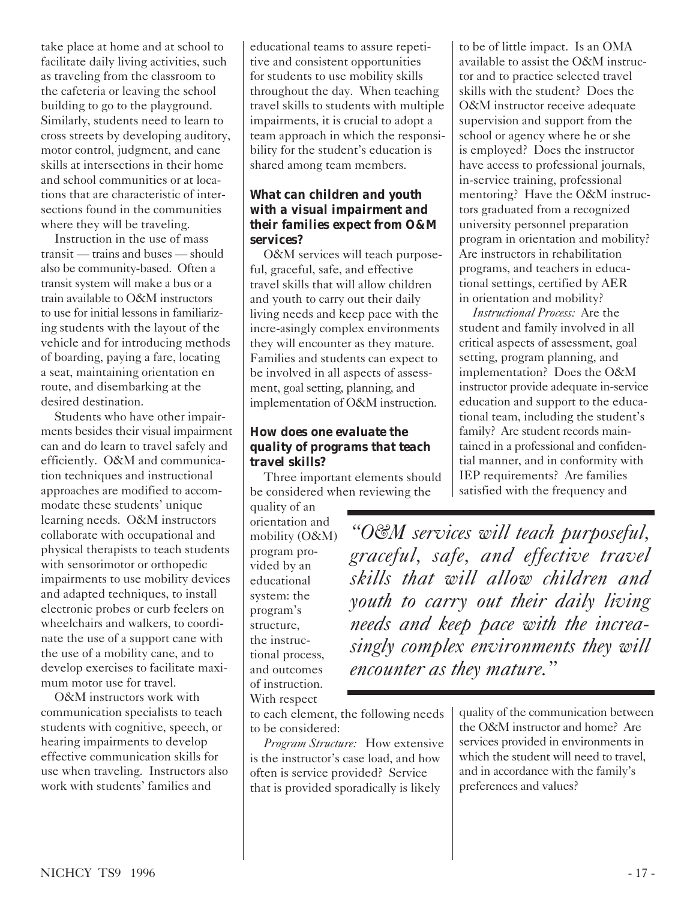take place at home and at school to facilitate daily living activities, such as traveling from the classroom to the cafeteria or leaving the school building to go to the playground. Similarly, students need to learn to cross streets by developing auditory, motor control, judgment, and cane skills at intersections in their home and school communities or at locations that are characteristic of intersections found in the communities where they will be traveling.

Instruction in the use of mass transit — trains and buses — should also be community-based. Often a transit system will make a bus or a train available to O&M instructors to use for initial lessons in familiarizing students with the layout of the vehicle and for introducing methods of boarding, paying a fare, locating a seat, maintaining orientation en route, and disembarking at the desired destination.

Students who have other impairments besides their visual impairment can and do learn to travel safely and efficiently. O&M and communication techniques and instructional approaches are modified to accommodate these students' unique learning needs. O&M instructors collaborate with occupational and physical therapists to teach students with sensorimotor or orthopedic impairments to use mobility devices and adapted techniques, to install electronic probes or curb feelers on wheelchairs and walkers, to coordinate the use of a support cane with the use of a mobility cane, and to develop exercises to facilitate maximum motor use for travel.

O&M instructors work with communication specialists to teach students with cognitive, speech, or hearing impairments to develop effective communication skills for use when traveling. Instructors also work with students' families and educational teams to assure repetitive and consistent opportunities for students to use mobility skills throughout the day. When teaching travel skills to students with multiple impairments, it is crucial to adopt a team approach in which the responsibility for the student's education is shared among team members.

**What can children and youth with a visual impairment and their families expect from O&M services?**

O&M services will teach purposeful, graceful, safe, and effective travel skills that will allow children and youth to carry out their daily living needs and keep pace with the incre-asingly complex environments they will encounter as they mature. Families and students can expect to be involved in all aspects of assessment, goal setting, planning, and implementation of O&M instruction.

**How does one evaluate the quality of programs that teach travel skills?**

Three important elements should be considered when reviewing the quality of an orientation and mobility (O&M) program provided by an educational system: the program's structure, the instructional process, and outcomes of instruction. With respect to each element, the following needs to be considered:

*Program Structure:* How extensive is the instructor's case load, and how often is service provided? Service that is provided sporadically is likely to be of little impact. Is an OMA available to assist the O&M instructor and to practice selected travel skills with the student? Does the O&M instructor receive adequate supervision and support from the school or agency where he or she is employed? Does the instructor have access to professional journals, in-service training, professional mentoring? Have the O&M instructors graduated from a recognized university personnel preparation program in orientation and mobility? Are instructors in rehabilitation programs, and teachers in educational settings, certified by AER in orientation and mobility?

*Instructional Process:* Are the student and family involved in all critical aspects of assessment, goal setting, program planning, and implementation? Does the O&M instructor provide adequate in-service education and support to the educational team, including the student's family? Are student records maintained in a professional and confidential manner, and in conformity with IEP requirements? Are families satisfied with the frequency and quality of the communication between the O&M instructor and home? Are services provided in environments in which the student will need to travel, and in accordance with the family's preferences and values?

> *"O&M services will teach purposeful, graceful, safe, and effective travel skills that will allow children and youth to carry out their daily living needs and keep pace with the increasingly complex environments they will encounter as they mature."*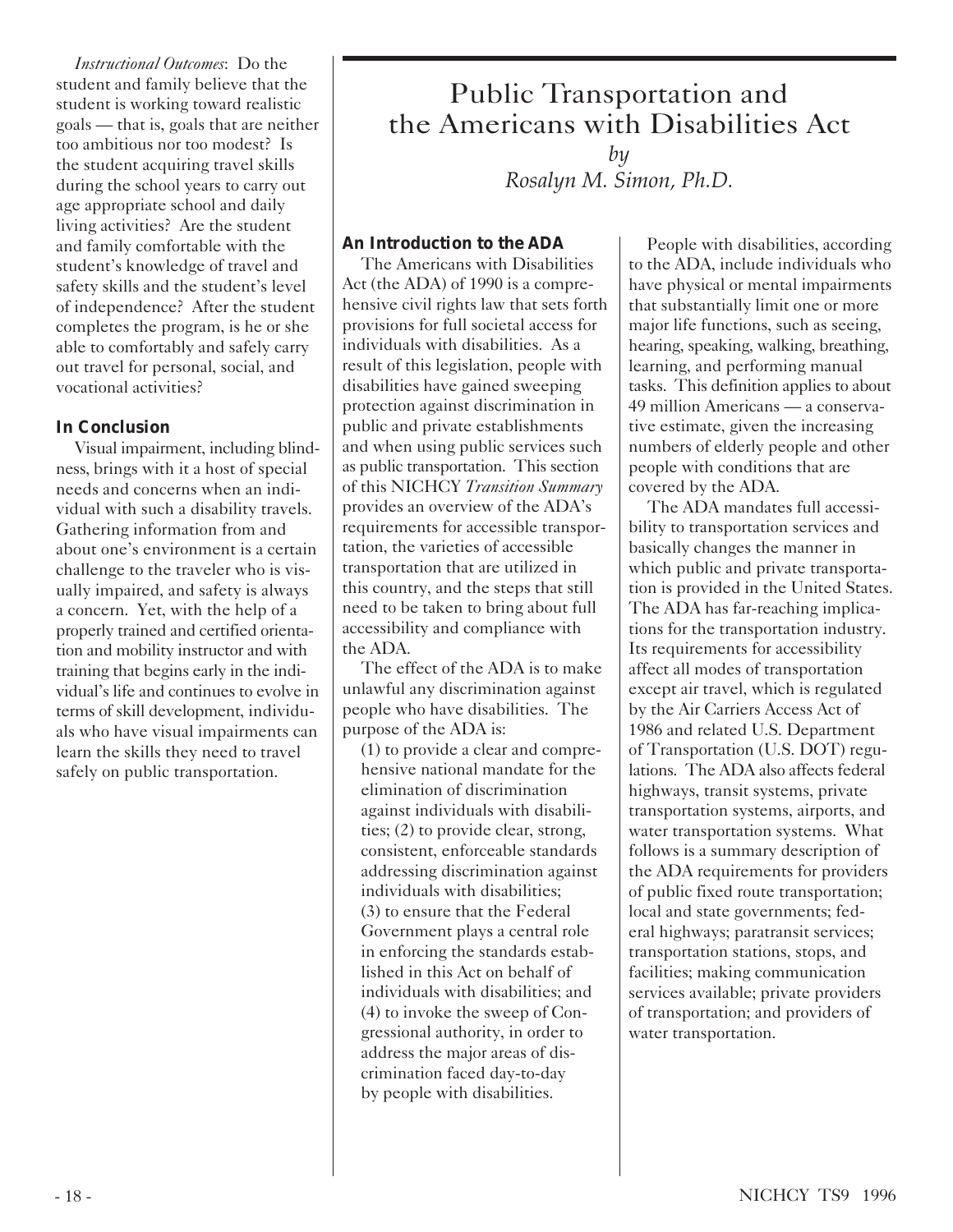*Instructional Outcomes*: Do the student and family believe that the student is working toward realistic goals — that is, goals that are neither too ambitious nor too modest? Is the student acquiring travel skills during the school years to carry out age appropriate school and daily living activities? Are the student and family comfortable with the student's knowledge of travel and safety skills and the student's level of independence? After the student completes the program, is he or she able to comfortably and safely carry out travel for personal, social, and vocational activities?

### In Conclusion

Visual impairment, including blindness, brings with it a host of special needs and concerns when an individual with such a disability travels. Gathering information from and about one's environment is a certain challenge to the traveler who is visually impaired, and safety is always a concern. Yet, with the help of a properly trained and certified orientation and mobility instructor and with training that begins early in the individual's life and continues to evolve in terms of skill development, individuals who have visual impairments can learn the skills they need to travel safely on public transportation.

# Public Transportation and the Americans with Disabilities Act

*by*
*Rosalyn M. Simon, Ph.D.*

### An Introduction to the ADA

The Americans with Disabilities Act (the ADA) of 1990 is a comprehensive civil rights law that sets forth provisions for full societal access for individuals with disabilities. As a result of this legislation, people with disabilities have gained sweeping protection against discrimination in public and private establishments and when using public services such as public transportation. This section of this NICHCY *Transition Summary* provides an overview of the ADA's requirements for accessible transportation, the varieties of accessible transportation that are utilized in this country, and the steps that still need to be taken to bring about full accessibility and compliance with the ADA.

The effect of the ADA is to make unlawful any discrimination against people who have disabilities. The purpose of the ADA is:

(1) to provide a clear and comprehensive national mandate for the elimination of discrimination against individuals with disabilities; (2) to provide clear, strong, consistent, enforceable standards addressing discrimination against individuals with disabilities; (3) to ensure that the Federal Government plays a central role in enforcing the standards established in this Act on behalf of individuals with disabilities; and (4) to invoke the sweep of Congressional authority, in order to address the major areas of discrimination faced day-to-day by people with disabilities.

People with disabilities, according to the ADA, include individuals who have physical or mental impairments that substantially limit one or more major life functions, such as seeing, hearing, speaking, walking, breathing, learning, and performing manual tasks. This definition applies to about 49 million Americans — a conservative estimate, given the increasing numbers of elderly people and other people with conditions that are covered by the ADA.

The ADA mandates full accessibility to transportation services and basically changes the manner in which public and private transportation is provided in the United States. The ADA has far-reaching implications for the transportation industry. Its requirements for accessibility affect all modes of transportation except air travel, which is regulated by the Air Carriers Access Act of 1986 and related U.S. Department of Transportation (U.S. DOT) regulations. The ADA also affects federal highways, transit systems, private transportation systems, airports, and water transportation systems. What follows is a summary description of the ADA requirements for providers of public fixed route transportation; local and state governments; federal highways; paratransit services; transportation stations, stops, and facilities; making communication services available; private providers of transportation; and providers of water transportation.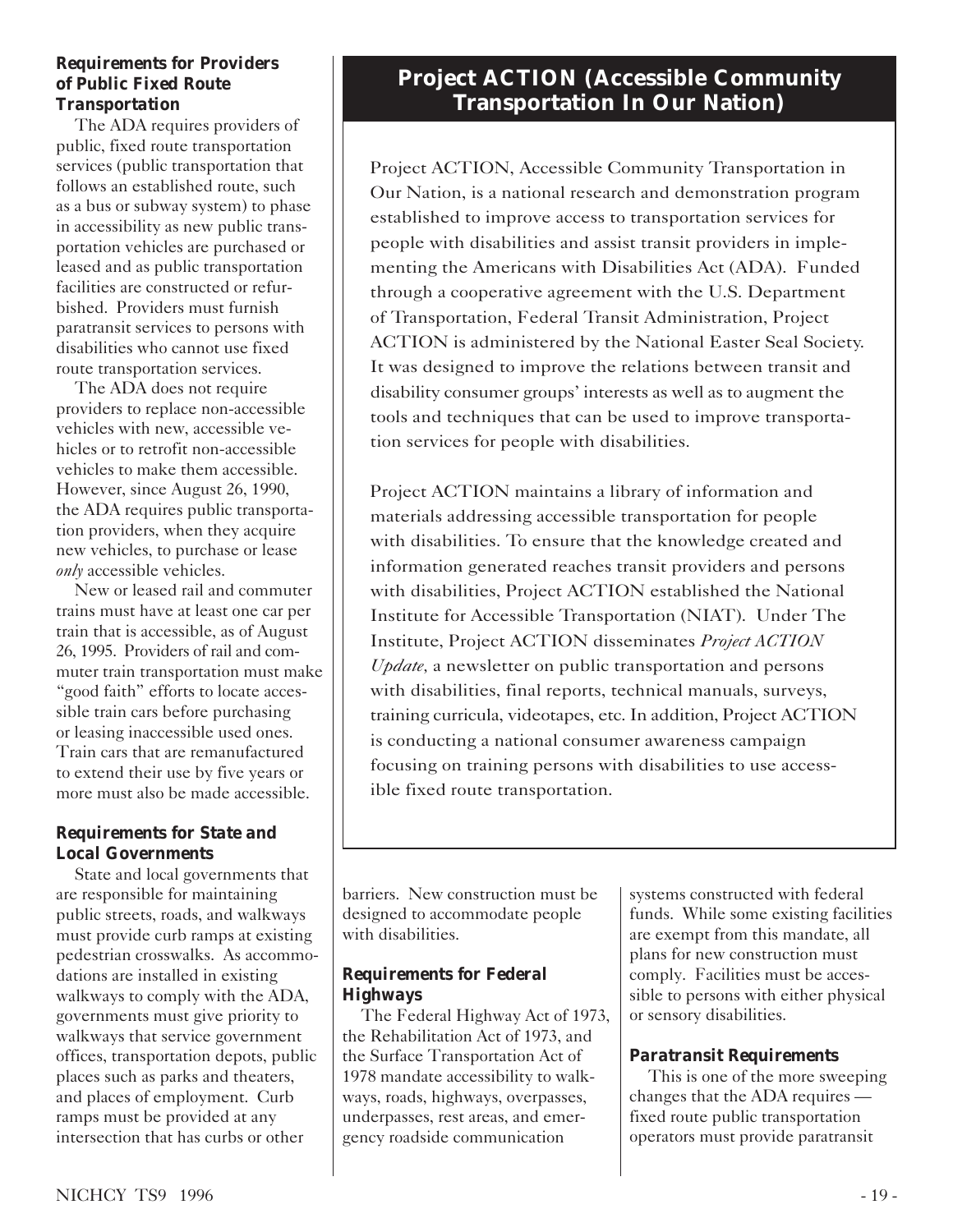### Requirements for Providers of Public Fixed Route Transportation

The ADA requires providers of public, fixed route transportation services (public transportation that follows an established route, such as a bus or subway system) to phase in accessibility as new public transportation vehicles are purchased or leased and as public transportation facilities are constructed or refurbished. Providers must furnish paratransit services to persons with disabilities who cannot use fixed route transportation services.

The ADA does not require providers to replace non-accessible vehicles with new, accessible vehicles or to retrofit non-accessible vehicles to make them accessible. However, since August 26, 1990, the ADA requires public transportation providers, when they acquire new vehicles, to purchase or lease *only* accessible vehicles.

New or leased rail and commuter trains must have at least one car per train that is accessible, as of August 26, 1995. Providers of rail and commuter train transportation must make "good faith" efforts to locate accessible train cars before purchasing or leasing inaccessible used ones. Train cars that are remanufactured to extend their use by five years or more must also be made accessible.

### Requirements for State and Local Governments

State and local governments that are responsible for maintaining public streets, roads, and walkways must provide curb ramps at existing pedestrian crosswalks. As accommodations are installed in existing walkways to comply with the ADA, governments must give priority to walkways that service government offices, transportation depots, public places such as parks and theaters, and places of employment. Curb ramps must be provided at any intersection that has curbs or other barriers. New construction must be designed to accommodate people with disabilities.

### Requirements for Federal Highways

The Federal Highway Act of 1973, the Rehabilitation Act of 1973, and the Surface Transportation Act of 1978 mandate accessibility to walkways, roads, highways, overpasses, underpasses, rest areas, and emergency roadside communication systems constructed with federal funds. While some existing facilities are exempt from this mandate, all plans for new construction must comply. Facilities must be accessible to persons with either physical or sensory disabilities.

### Paratransit Requirements

This is one of the more sweeping changes that the ADA requires — fixed route public transportation operators must provide paratransit

## Project ACTION (Accessible Community Transportation In Our Nation)

Project ACTION, Accessible Community Transportation in Our Nation, is a national research and demonstration program established to improve access to transportation services for people with disabilities and assist transit providers in implementing the Americans with Disabilities Act (ADA). Funded through a cooperative agreement with the U.S. Department of Transportation, Federal Transit Administration, Project ACTION is administered by the National Easter Seal Society. It was designed to improve the relations between transit and disability consumer groups' interests as well as to augment the tools and techniques that can be used to improve transportation services for people with disabilities.

Project ACTION maintains a library of information and materials addressing accessible transportation for people with disabilities. To ensure that the knowledge created and information generated reaches transit providers and persons with disabilities, Project ACTION established the National Institute for Accessible Transportation (NIAT). Under The Institute, Project ACTION disseminates *Project ACTION Update,* a newsletter on public transportation and persons with disabilities, final reports, technical manuals, surveys, training curricula, videotapes, etc. In addition, Project ACTION is conducting a national consumer awareness campaign focusing on training persons with disabilities to use accessible fixed route transportation.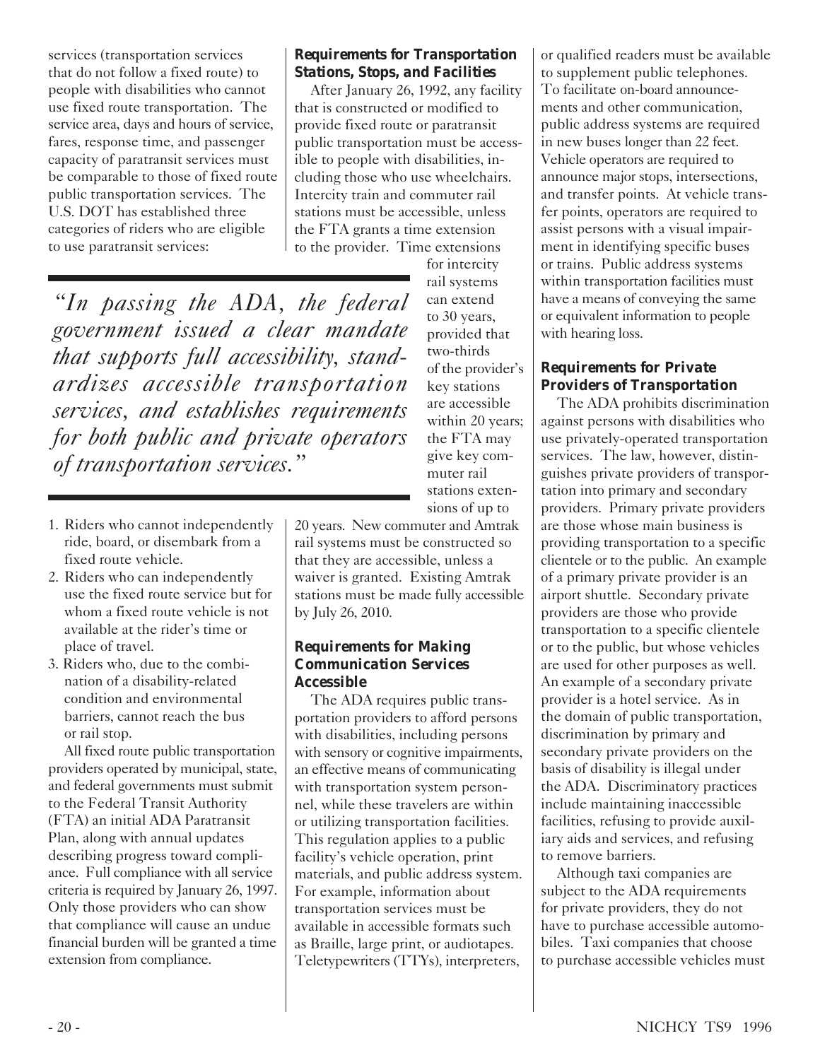services (transportation services that do not follow a fixed route) to people with disabilities who cannot use fixed route transportation. The service area, days and hours of service, fares, response time, and passenger capacity of paratransit services must be comparable to those of fixed route public transportation services. The U.S. DOT has established three categories of riders who are eligible to use paratransit services:

1. Riders who cannot independently ride, board, or disembark from a fixed route vehicle.
2. Riders who can independently use the fixed route service but for whom a fixed route vehicle is not available at the rider's time or place of travel.
3. Riders who, due to the combination of a disability-related condition and environmental barriers, cannot reach the bus or rail stop.

All fixed route public transportation providers operated by municipal, state, and federal governments must submit to the Federal Transit Authority (FTA) an initial ADA Paratransit Plan, along with annual updates describing progress toward compliance. Full compliance with all service criteria is required by January 26, 1997. Only those providers who can show that compliance will cause an undue financial burden will be granted a time extension from compliance.

> *"In passing the ADA, the federal government issued a clear mandate that supports full accessibility, standardizes accessible transportation services, and establishes requirements for both public and private operators of transportation services."*

### Requirements for Transportation Stations, Stops, and Facilities

After January 26, 1992, any facility that is constructed or modified to provide fixed route or paratransit public transportation must be accessible to people with disabilities, including those who use wheelchairs. Intercity train and commuter rail stations must be accessible, unless the FTA grants a time extension to the provider. Time extensions for intercity rail systems can extend to 30 years, provided that two-thirds of the provider's key stations are accessible within 20 years; the FTA may give key commuter rail stations extensions of up to 20 years. New commuter and Amtrak rail systems must be constructed so that they are accessible, unless a waiver is granted. Existing Amtrak stations must be made fully accessible by July 26, 2010.

### Requirements for Making Communication Services Accessible

The ADA requires public transportation providers to afford persons with disabilities, including persons with sensory or cognitive impairments, an effective means of communicating with transportation system personnel, while these travelers are within or utilizing transportation facilities. This regulation applies to a public facility's vehicle operation, print materials, and public address system. For example, information about transportation services must be available in accessible formats such as Braille, large print, or audiotapes. Teletypewriters (TTYs), interpreters, or qualified readers must be available to supplement public telephones. To facilitate on-board announcements and other communication, public address systems are required in new buses longer than 22 feet. Vehicle operators are required to announce major stops, intersections, and transfer points. At vehicle transfer points, operators are required to assist persons with a visual impairment in identifying specific buses or trains. Public address systems within transportation facilities must have a means of conveying the same or equivalent information to people with hearing loss.

### Requirements for Private Providers of Transportation

The ADA prohibits discrimination against persons with disabilities who use privately-operated transportation services. The law, however, distinguishes private providers of transportation into primary and secondary providers. Primary private providers are those whose main business is providing transportation to a specific clientele or to the public. An example of a primary private provider is an airport shuttle. Secondary private providers are those who provide transportation to a specific clientele or to the public, but whose vehicles are used for other purposes as well. An example of a secondary private provider is a hotel service. As in the domain of public transportation, discrimination by primary and secondary private providers on the basis of disability is illegal under the ADA. Discriminatory practices include maintaining inaccessible facilities, refusing to provide auxiliary aids and services, and refusing to remove barriers.

Although taxi companies are subject to the ADA requirements for private providers, they do not have to purchase accessible automobiles. Taxi companies that choose to purchase accessible vehicles must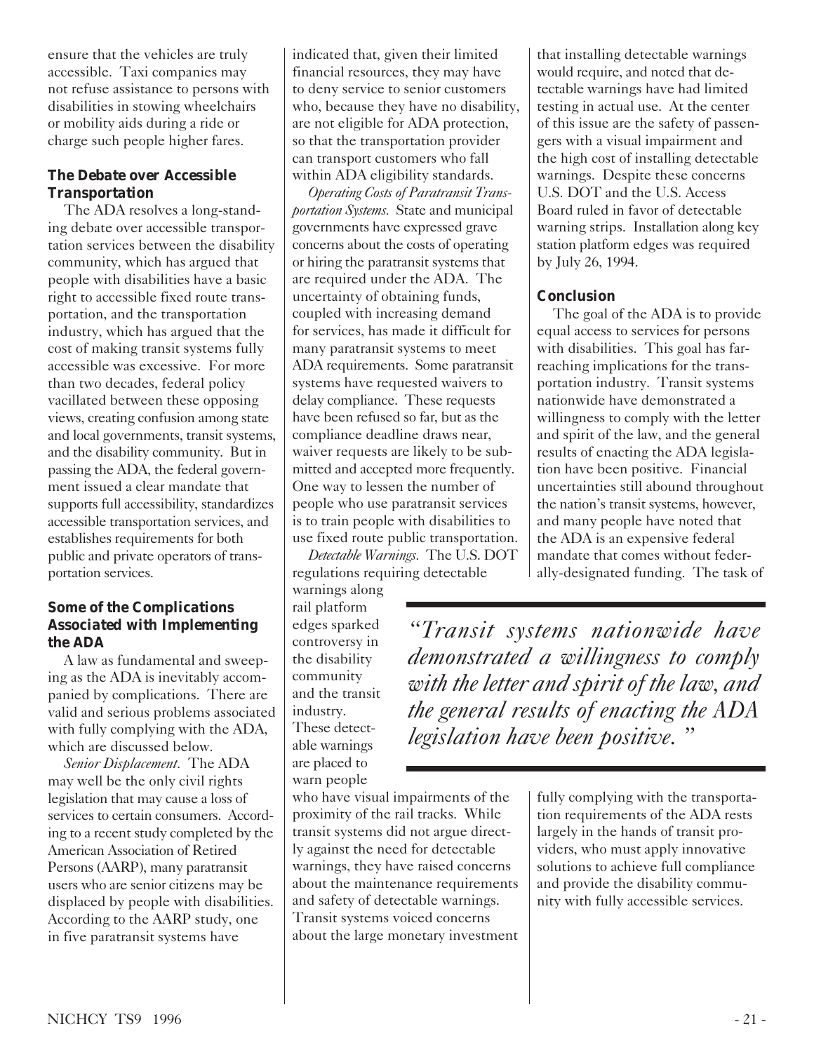ensure that the vehicles are truly accessible. Taxi companies may not refuse assistance to persons with disabilities in stowing wheelchairs or mobility aids during a ride or charge such people higher fares.

### The Debate over Accessible Transportation

The ADA resolves a long-standing debate over accessible transportation services between the disability community, which has argued that people with disabilities have a basic right to accessible fixed route transportation, and the transportation industry, which has argued that the cost of making transit systems fully accessible was excessive. For more than two decades, federal policy vacillated between these opposing views, creating confusion among state and local governments, transit systems, and the disability community. But in passing the ADA, the federal government issued a clear mandate that supports full accessibility, standardizes accessible transportation services, and establishes requirements for both public and private operators of transportation services.

### Some of the Complications Associated with Implementing the ADA

A law as fundamental and sweeping as the ADA is inevitably accompanied by complications. There are valid and serious problems associated with fully complying with the ADA, which are discussed below.

*Senior Displacement.* The ADA may well be the only civil rights legislation that may cause a loss of services to certain consumers. According to a recent study completed by the American Association of Retired Persons (AARP), many paratransit users who are senior citizens may be displaced by people with disabilities. According to the AARP study, one in five paratransit systems have indicated that, given their limited financial resources, they may have to deny service to senior customers who, because they have no disability, are not eligible for ADA protection, so that the transportation provider can transport customers who fall within ADA eligibility standards.

*Operating Costs of Paratransit Transportation Systems.* State and municipal governments have expressed grave concerns about the costs of operating or hiring the paratransit systems that are required under the ADA. The uncertainty of obtaining funds, coupled with increasing demand for services, has made it difficult for many paratransit systems to meet ADA requirements. Some paratransit systems have requested waivers to delay compliance. These requests have been refused so far, but as the compliance deadline draws near, waiver requests are likely to be submitted and accepted more frequently. One way to lessen the number of people who use paratransit services is to train people with disabilities to use fixed route public transportation.

*Detectable Warnings.* The U.S. DOT regulations requiring detectable warnings along rail platform edges sparked controversy in the disability community and the transit industry. These detectable warnings are placed to warn people who have visual impairments of the proximity of the rail tracks. While transit systems did not argue directly against the need for detectable warnings, they have raised concerns about the maintenance requirements and safety of detectable warnings. Transit systems voiced concerns about the large monetary investment that installing detectable warnings would require, and noted that detectable warnings have had limited testing in actual use. At the center of this issue are the safety of passengers with a visual impairment and the high cost of installing detectable warnings. Despite these concerns U.S. DOT and the U.S. Access Board ruled in favor of detectable warning strips. Installation along key station platform edges was required by July 26, 1994.

### Conclusion

The goal of the ADA is to provide equal access to services for persons with disabilities. This goal has far-reaching implications for the transportation industry. Transit systems nationwide have demonstrated a willingness to comply with the letter and spirit of the law, and the general results of enacting the ADA legislation have been positive. Financial uncertainties still abound throughout the nation's transit systems, however, and many people have noted that the ADA is an expensive federal mandate that comes without federally-designated funding. The task of fully complying with the transportation requirements of the ADA rests largely in the hands of transit providers, who must apply innovative solutions to achieve full compliance and provide the disability community with fully accessible services.

*"Transit systems nationwide have demonstrated a willingness to comply with the letter and spirit of the law, and the general results of enacting the ADA legislation have been positive."*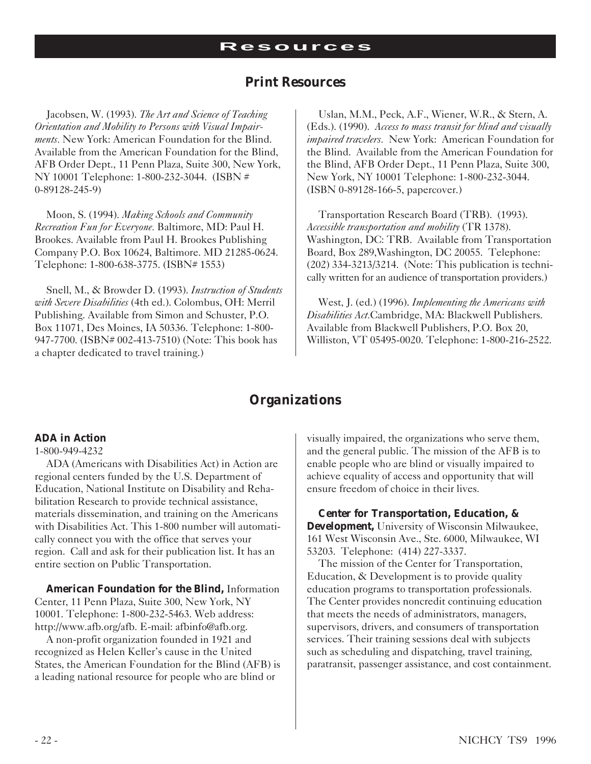# Resources

## Print Resources

Jacobsen, W. (1993). *The Art and Science of Teaching Orientation and Mobility to Persons with Visual Impairments*. New York: American Foundation for the Blind. Available from the American Foundation for the Blind, AFB Order Dept., 11 Penn Plaza, Suite 300, New York, NY 10001 Telephone: 1-800-232-3044. (ISBN # 0-89128-245-9)

Moon, S. (1994). *Making Schools and Community Recreation Fun for Everyone*. Baltimore, MD: Paul H. Brookes. Available from Paul H. Brookes Publishing Company P.O. Box 10624, Baltimore. MD 21285-0624. Telephone: 1-800-638-3775. (ISBN# 1553)

Snell, M., & Browder D. (1993). *Instruction of Students with Severe Disabilities* (4th ed.). Colombus, OH: Merril Publishing. Available from Simon and Schuster, P.O. Box 11071, Des Moines, IA 50336. Telephone: 1-800-947-7700. (ISBN# 002-413-7510) (Note: This book has a chapter dedicated to travel training.)

Uslan, M.M., Peck, A.F., Wiener, W.R., & Stern, A. (Eds.). (1990). *Access to mass transit for blind and visually impaired travelers*. New York: American Foundation for the Blind. Available from the American Foundation for the Blind, AFB Order Dept., 11 Penn Plaza, Suite 300, New York, NY 10001 Telephone: 1-800-232-3044. (ISBN 0-89128-166-5, papercover.)

Transportation Research Board (TRB). (1993). *Accessible transportation and mobility* (TR 1378). Washington, DC: TRB. Available from Transportation Board, Box 289,Washington, DC 20055. Telephone: (202) 334-3213/3214. (Note: This publication is technically written for an audience of transportation providers.)

West, J. (ed.) (1996). *Implementing the Americans with Disabilities Act*.Cambridge, MA: Blackwell Publishers. Available from Blackwell Publishers, P.O. Box 20, Williston, VT 05495-0020. Telephone: 1-800-216-2522.

## Organizations

**ADA in Action**
1-800-949-4232

ADA (Americans with Disabilities Act) in Action are regional centers funded by the U.S. Department of Education, National Institute on Disability and Rehabilitation Research to provide technical assistance, materials dissemination, and training on the Americans with Disabilities Act. This 1-800 number will automatically connect you with the office that serves your region. Call and ask for their publication list. It has an entire section on Public Transportation.

**American Foundation for the Blind,** Information Center, 11 Penn Plaza, Suite 300, New York, NY 10001. Telephone: 1-800-232-5463. Web address: http://www.afb.org/afb. E-mail: afbinfo@afb.org.

A non-profit organization founded in 1921 and recognized as Helen Keller's cause in the United States, the American Foundation for the Blind (AFB) is a leading national resource for people who are blind or visually impaired, the organizations who serve them, and the general public. The mission of the AFB is to enable people who are blind or visually impaired to achieve equality of access and opportunity that will ensure freedom of choice in their lives.

**Center for Transportation, Education, & Development,** University of Wisconsin Milwaukee, 161 West Wisconsin Ave., Ste. 6000, Milwaukee, WI 53203. Telephone: (414) 227-3337.

The mission of the Center for Transportation, Education, & Development is to provide quality education programs to transportation professionals. The Center provides noncredit continuing education that meets the needs of administrators, managers, supervisors, drivers, and consumers of transportation services. Their training sessions deal with subjects such as scheduling and dispatching, travel training, paratransit, passenger assistance, and cost containment.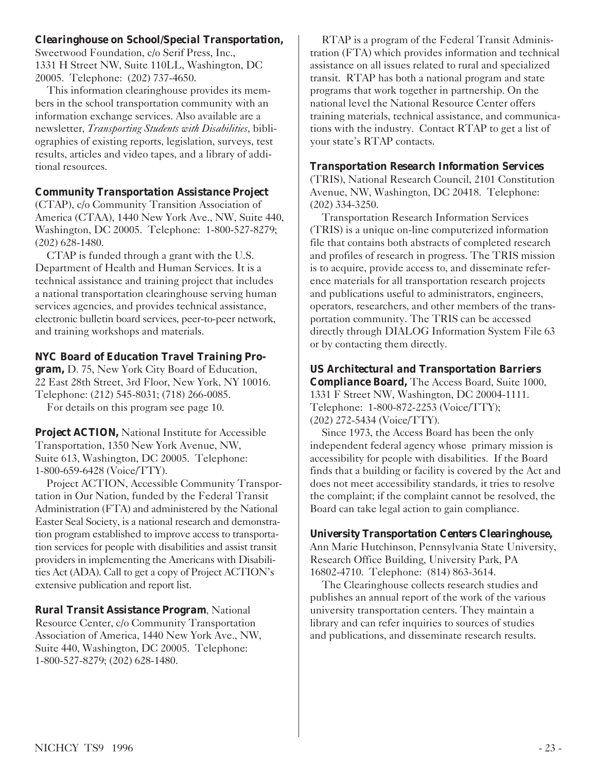**Clearinghouse on School/Special Transportation,** Sweetwood Foundation, c/o Serif Press, Inc., 1331 H Street NW, Suite 110LL, Washington, DC 20005. Telephone: (202) 737-4650.

This information clearinghouse provides its members in the school transportation community with an information exchange services. Also available are a newsletter, *Transporting Students with Disabilities*, bibliographies of existing reports, legislation, surveys, test results, articles and video tapes, and a library of additional resources.

**Community Transportation Assistance Project** (CTAP), c/o Community Transition Association of America (CTAA), 1440 New York Ave., NW, Suite 440, Washington, DC 20005. Telephone: 1-800-527-8279; (202) 628-1480.

CTAP is funded through a grant with the U.S. Department of Health and Human Services. It is a technical assistance and training project that includes a national transportation clearinghouse serving human services agencies, and provides technical assistance, electronic bulletin board services, peer-to-peer network, and training workshops and materials.

**NYC Board of Education Travel Training Program,** D. 75, New York City Board of Education, 22 East 28th Street, 3rd Floor, New York, NY 10016. Telephone: (212) 545-8031; (718) 266-0085.

For details on this program see page 10.

**Project ACTION,** National Institute for Accessible Transportation, 1350 New York Avenue, NW, Suite 613, Washington, DC 20005. Telephone: 1-800-659-6428 (Voice/TTY).

Project ACTION, Accessible Community Transportation in Our Nation, funded by the Federal Transit Administration (FTA) and administered by the National Easter Seal Society, is a national research and demonstration program established to improve access to transportation services for people with disabilities and assist transit providers in implementing the Americans with Disabilities Act (ADA). Call to get a copy of Project ACTION's extensive publication and report list.

**Rural Transit Assistance Program**, National Resource Center, c/o Community Transportation Association of America, 1440 New York Ave., NW, Suite 440, Washington, DC 20005. Telephone: 1-800-527-8279; (202) 628-1480.

RTAP is a program of the Federal Transit Administration (FTA) which provides information and technical assistance on all issues related to rural and specialized transit. RTAP has both a national program and state programs that work together in partnership. On the national level the National Resource Center offers training materials, technical assistance, and communications with the industry. Contact RTAP to get a list of your state's RTAP contacts.

**Transportation Research Information Services** (TRIS), National Research Council, 2101 Constitution Avenue, NW, Washington, DC 20418. Telephone: (202) 334-3250.

Transportation Research Information Services (TRIS) is a unique on-line computerized information file that contains both abstracts of completed research and profiles of research in progress. The TRIS mission is to acquire, provide access to, and disseminate reference materials for all transportation research projects and publications useful to administrators, engineers, operators, researchers, and other members of the transportation community. The TRIS can be accessed directly through DIALOG Information System File 63 or by contacting them directly.

**US Architectural and Transportation Barriers Compliance Board,** The Access Board, Suite 1000, 1331 F Street NW, Washington, DC 20004-1111. Telephone: 1-800-872-2253 (Voice/TTY); (202) 272-5434 (Voice/TTY).

Since 1973, the Access Board has been the only independent federal agency whose primary mission is accessibility for people with disabilities. If the Board finds that a building or facility is covered by the Act and does not meet accessibility standards, it tries to resolve the complaint; if the complaint cannot be resolved, the Board can take legal action to gain compliance.

**University Transportation Centers Clearinghouse,** Ann Marie Hutchinson, Pennsylvania State University, Research Office Building, University Park, PA 16802-4710. Telephone: (814) 863-3614.

The Clearinghouse collects research studies and publishes an annual report of the work of the various university transportation centers. They maintain a library and can refer inquiries to sources of studies and publications, and disseminate research results.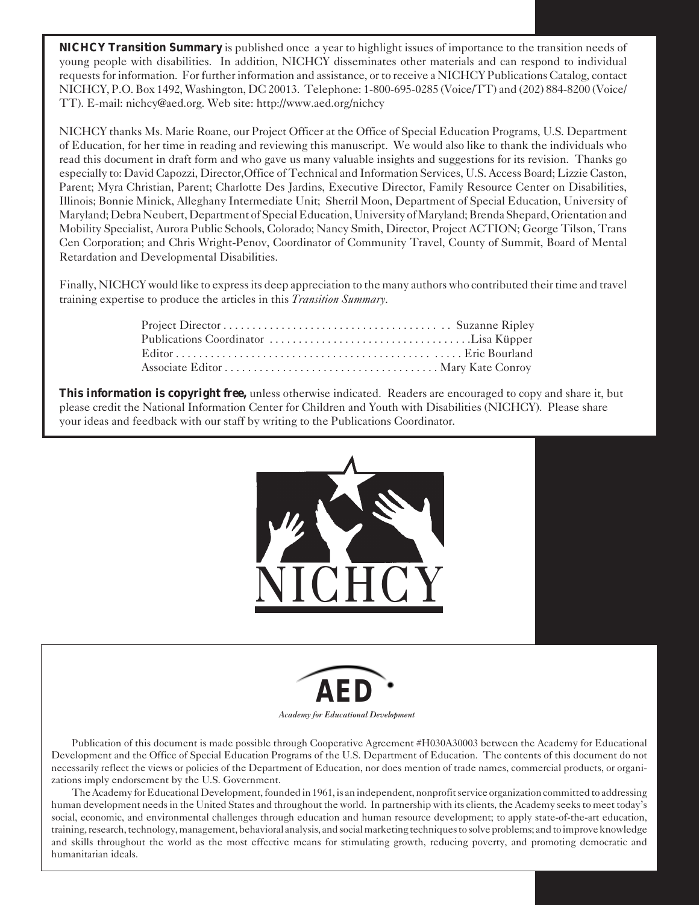**NICHCY Transition Summary** is published once a year to highlight issues of importance to the transition needs of young people with disabilities. In addition, NICHCY disseminates other materials and can respond to individual requests for information. For further information and assistance, or to receive a NICHCY Publications Catalog, contact NICHCY, P.O. Box 1492, Washington, DC 20013. Telephone: 1-800-695-0285 (Voice/TT) and (202) 884-8200 (Voice/TT). E-mail: nichcy@aed.org. Web site: http://www.aed.org/nichcy

NICHCY thanks Ms. Marie Roane, our Project Officer at the Office of Special Education Programs, U.S. Department of Education, for her time in reading and reviewing this manuscript. We would also like to thank the individuals who read this document in draft form and who gave us many valuable insights and suggestions for its revision. Thanks go especially to: David Capozzi, Director,Office of Technical and Information Services, U.S. Access Board; Lizzie Caston, Parent; Myra Christian, Parent; Charlotte Des Jardins, Executive Director, Family Resource Center on Disabilities, Illinois; Bonnie Minick, Alleghany Intermediate Unit; Sherril Moon, Department of Special Education, University of Maryland; Debra Neubert, Department of Special Education, University of Maryland; Brenda Shepard, Orientation and Mobility Specialist, Aurora Public Schools, Colorado; Nancy Smith, Director, Project ACTION; George Tilson, Trans Cen Corporation; and Chris Wright-Penov, Coordinator of Community Travel, County of Summit, Board of Mental Retardation and Developmental Disabilities.

Finally, NICHCY would like to express its deep appreciation to the many authors who contributed their time and travel training expertise to produce the articles in this *Transition Summary*.

Project Director . . . . . . . . . . . . . . . . . . . . . . . . . . . . . . . . . . . . . Suzanne Ripley
Publications Coordinator . . . . . . . . . . . . . . . . . . . . . . . . . . . . . . . . . Lisa Küpper
Editor . . . . . . . . . . . . . . . . . . . . . . . . . . . . . . . . . . . . . . . . . . . . . . Eric Bourland
Associate Editor . . . . . . . . . . . . . . . . . . . . . . . . . . . . . . . . . . . . Mary Kate Conroy

**This information is copyright free,** unless otherwise indicated. Readers are encouraged to copy and share it, but please credit the National Information Center for Children and Youth with Disabilities (NICHCY). Please share your ideas and feedback with our staff by writing to the Publications Coordinator.

NICHCY

AED
*Academy for Educational Development*

Publication of this document is made possible through Cooperative Agreement #H030A30003 between the Academy for Educational Development and the Office of Special Education Programs of the U.S. Department of Education. The contents of this document do not necessarily reflect the views or policies of the Department of Education, nor does mention of trade names, commercial products, or organizations imply endorsement by the U.S. Government.

The Academy for Educational Development, founded in 1961, is an independent, nonprofit service organization committed to addressing human development needs in the United States and throughout the world. In partnership with its clients, the Academy seeks to meet today's social, economic, and environmental challenges through education and human resource development; to apply state-of-the-art education, training, research, technology, management, behavioral analysis, and social marketing techniques to solve problems; and to improve knowledge and skills throughout the world as the most effective means for stimulating growth, reducing poverty, and promoting democratic and humanitarian ideals.